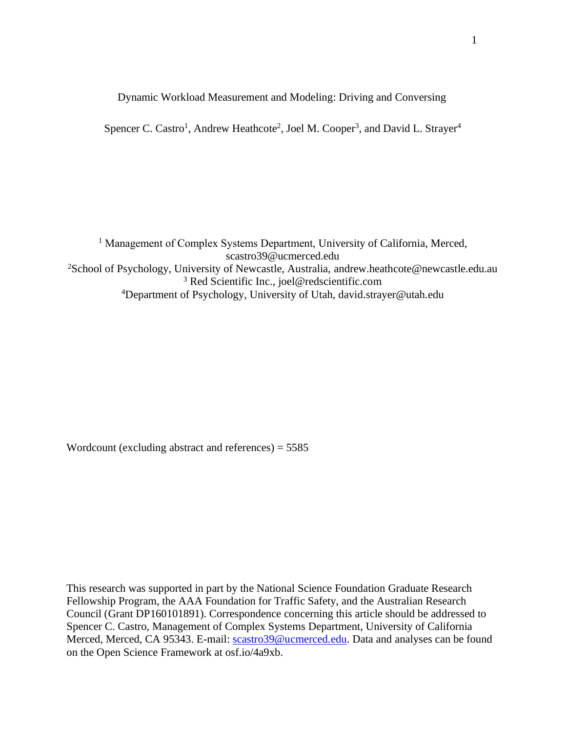# Dynamic Workload Measurement and Modeling: Driving and Conversing

Spencer C. Castro[1], Andrew Heathcote[2], Joel M. Cooper[3], and David L. Strayer[4]

[1] Management of Complex Systems Department, University of California, Merced, scastro39@ucmerced.edu
[2]School of Psychology, University of Newcastle, Australia, andrew.heathcote@newcastle.edu.au
[3] Red Scientific Inc., joel@redscientific.com
[4]Department of Psychology, University of Utah, david.strayer@utah.edu

Wordcount (excluding abstract and references) = 5585

This research was supported in part by the National Science Foundation Graduate Research Fellowship Program, the AAA Foundation for Traffic Safety, and the Australian Research Council (Grant DP160101891). Correspondence concerning this article should be addressed to Spencer C. Castro, Management of Complex Systems Department, University of California Merced, Merced, CA 95343. E-mail: scastro39@ucmerced.edu. Data and analyses can be found on the Open Science Framework at osf.io/4a9xb.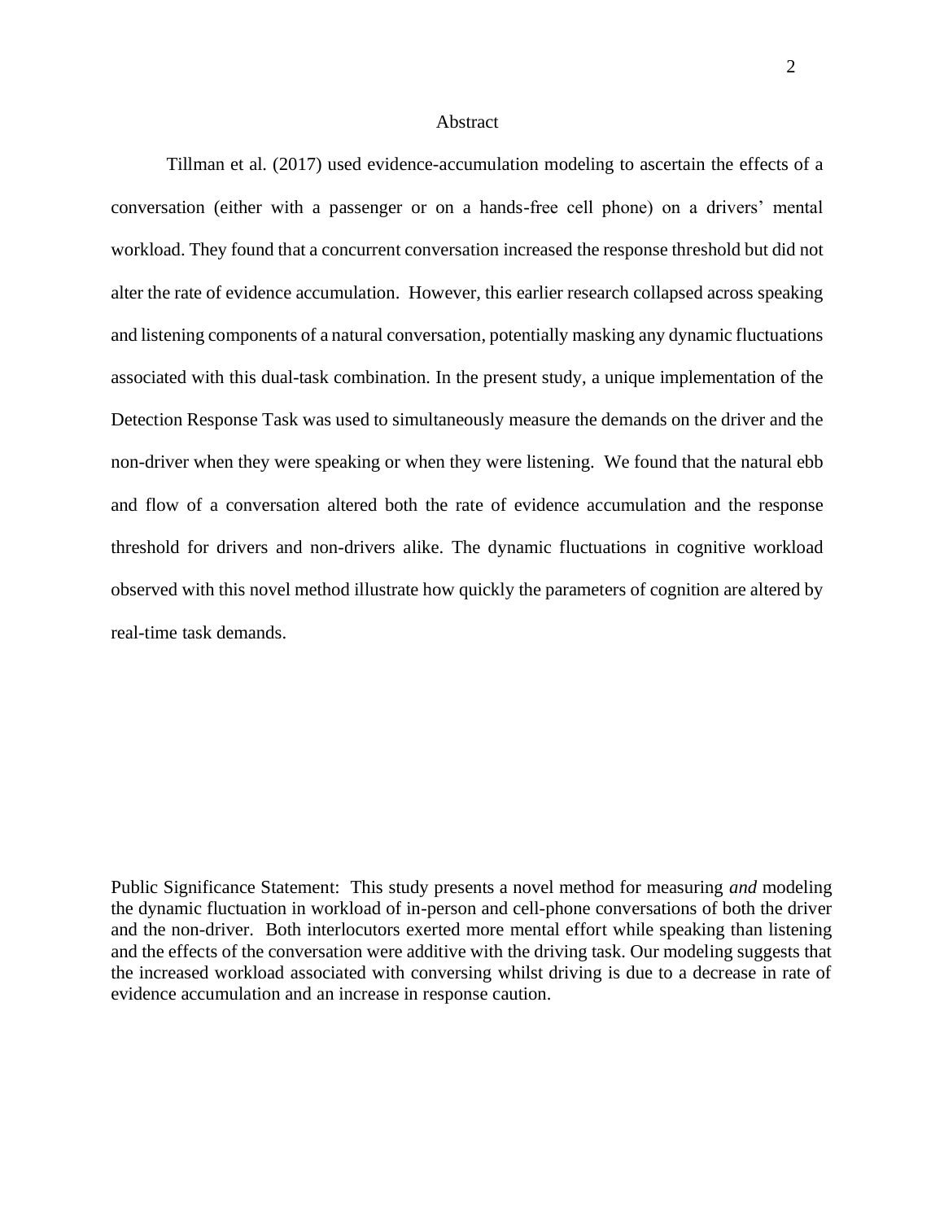# Abstract

Tillman et al. (2017) used evidence-accumulation modeling to ascertain the effects of a conversation (either with a passenger or on a hands-free cell phone) on a drivers' mental workload. They found that a concurrent conversation increased the response threshold but did not alter the rate of evidence accumulation. However, this earlier research collapsed across speaking and listening components of a natural conversation, potentially masking any dynamic fluctuations associated with this dual-task combination. In the present study, a unique implementation of the Detection Response Task was used to simultaneously measure the demands on the driver and the non-driver when they were speaking or when they were listening. We found that the natural ebb and flow of a conversation altered both the rate of evidence accumulation and the response threshold for drivers and non-drivers alike. The dynamic fluctuations in cognitive workload observed with this novel method illustrate how quickly the parameters of cognition are altered by real-time task demands.

Public Significance Statement: This study presents a novel method for measuring *and* modeling the dynamic fluctuation in workload of in-person and cell-phone conversations of both the driver and the non-driver. Both interlocutors exerted more mental effort while speaking than listening and the effects of the conversation were additive with the driving task. Our modeling suggests that the increased workload associated with conversing whilst driving is due to a decrease in rate of evidence accumulation and an increase in response caution.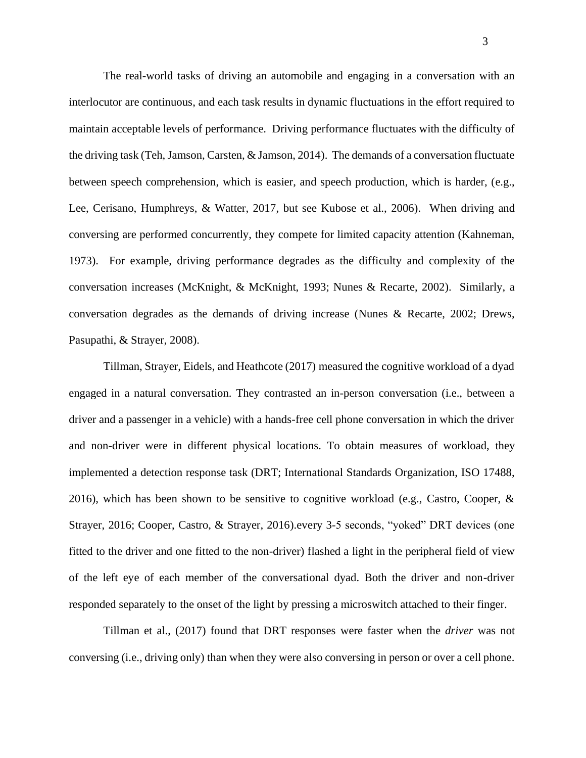The real-world tasks of driving an automobile and engaging in a conversation with an interlocutor are continuous, and each task results in dynamic fluctuations in the effort required to maintain acceptable levels of performance. Driving performance fluctuates with the difficulty of the driving task (Teh, Jamson, Carsten, & Jamson, 2014). The demands of a conversation fluctuate between speech comprehension, which is easier, and speech production, which is harder, (e.g., Lee, Cerisano, Humphreys, & Watter, 2017, but see Kubose et al., 2006). When driving and conversing are performed concurrently, they compete for limited capacity attention (Kahneman, 1973). For example, driving performance degrades as the difficulty and complexity of the conversation increases (McKnight, & McKnight, 1993; Nunes & Recarte, 2002). Similarly, a conversation degrades as the demands of driving increase (Nunes & Recarte, 2002; Drews, Pasupathi, & Strayer, 2008).

Tillman, Strayer, Eidels, and Heathcote (2017) measured the cognitive workload of a dyad engaged in a natural conversation. They contrasted an in-person conversation (i.e., between a driver and a passenger in a vehicle) with a hands-free cell phone conversation in which the driver and non-driver were in different physical locations. To obtain measures of workload, they implemented a detection response task (DRT; International Standards Organization, ISO 17488, 2016), which has been shown to be sensitive to cognitive workload (e.g., Castro, Cooper, & Strayer, 2016; Cooper, Castro, & Strayer, 2016).every 3-5 seconds, "yoked" DRT devices (one fitted to the driver and one fitted to the non-driver) flashed a light in the peripheral field of view of the left eye of each member of the conversational dyad. Both the driver and non-driver responded separately to the onset of the light by pressing a microswitch attached to their finger.

Tillman et al., (2017) found that DRT responses were faster when the *driver* was not conversing (i.e., driving only) than when they were also conversing in person or over a cell phone.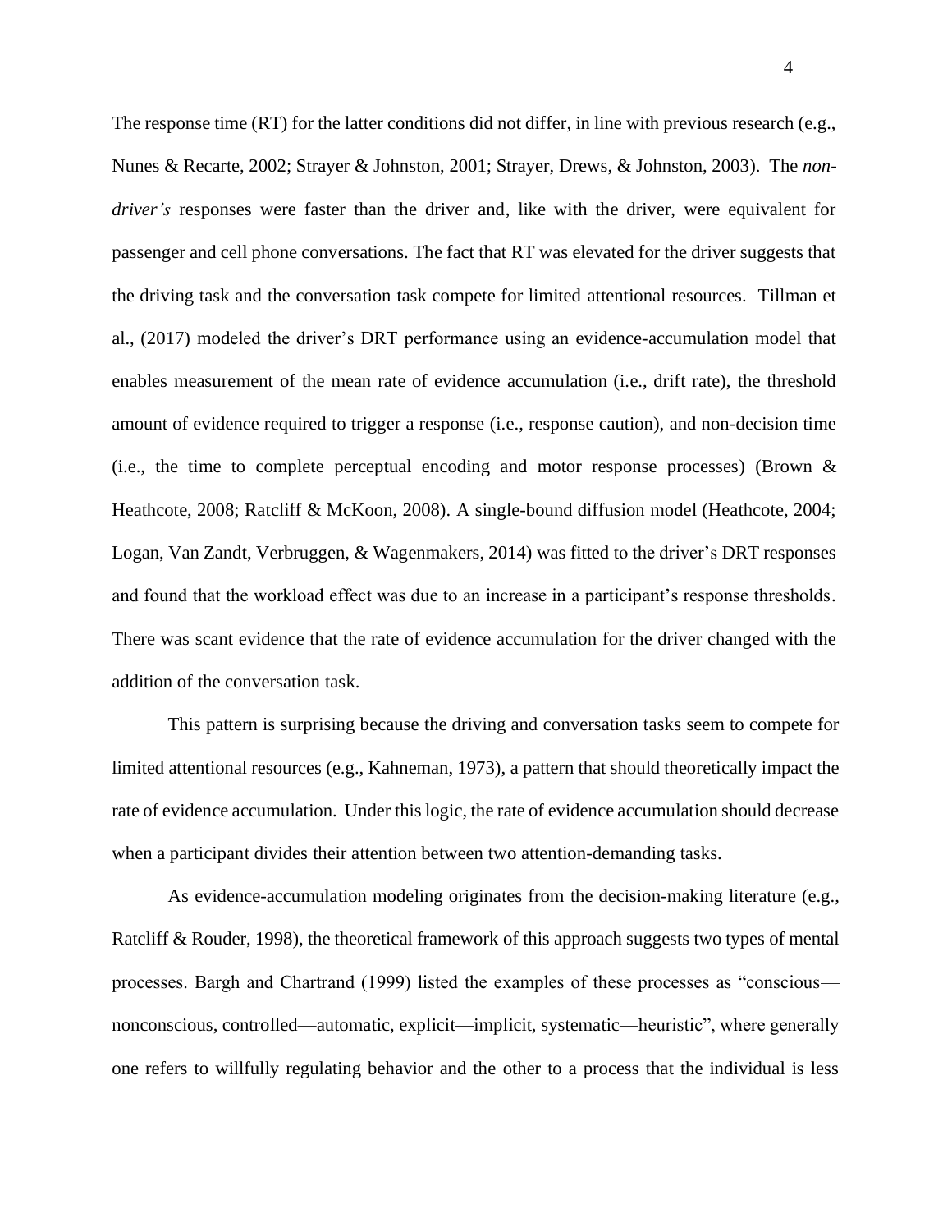The response time (RT) for the latter conditions did not differ, in line with previous research (e.g., Nunes & Recarte, 2002; Strayer & Johnston, 2001; Strayer, Drews, & Johnston, 2003). The *non-driver's* responses were faster than the driver and, like with the driver, were equivalent for passenger and cell phone conversations. The fact that RT was elevated for the driver suggests that the driving task and the conversation task compete for limited attentional resources. Tillman et al., (2017) modeled the driver's DRT performance using an evidence-accumulation model that enables measurement of the mean rate of evidence accumulation (i.e., drift rate), the threshold amount of evidence required to trigger a response (i.e., response caution), and non-decision time (i.e., the time to complete perceptual encoding and motor response processes) (Brown & Heathcote, 2008; Ratcliff & McKoon, 2008). A single-bound diffusion model (Heathcote, 2004; Logan, Van Zandt, Verbruggen, & Wagenmakers, 2014) was fitted to the driver's DRT responses and found that the workload effect was due to an increase in a participant's response thresholds. There was scant evidence that the rate of evidence accumulation for the driver changed with the addition of the conversation task.

This pattern is surprising because the driving and conversation tasks seem to compete for limited attentional resources (e.g., Kahneman, 1973), a pattern that should theoretically impact the rate of evidence accumulation. Under this logic, the rate of evidence accumulation should decrease when a participant divides their attention between two attention-demanding tasks.

As evidence-accumulation modeling originates from the decision-making literature (e.g., Ratcliff & Rouder, 1998), the theoretical framework of this approach suggests two types of mental processes. Bargh and Chartrand (1999) listed the examples of these processes as "conscious—nonconscious, controlled—automatic, explicit—implicit, systematic—heuristic", where generally one refers to willfully regulating behavior and the other to a process that the individual is less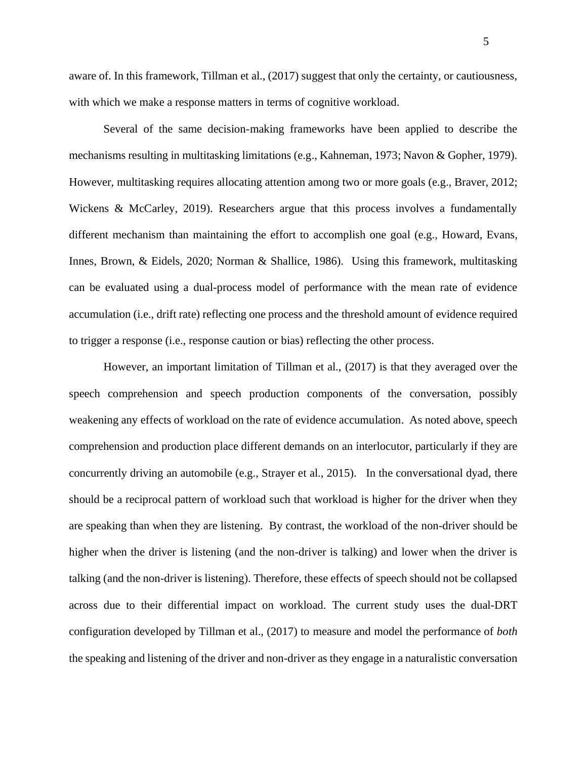aware of. In this framework, Tillman et al., (2017) suggest that only the certainty, or cautiousness, with which we make a response matters in terms of cognitive workload.

Several of the same decision-making frameworks have been applied to describe the mechanisms resulting in multitasking limitations (e.g., Kahneman, 1973; Navon & Gopher, 1979). However, multitasking requires allocating attention among two or more goals (e.g., Braver, 2012; Wickens & McCarley, 2019). Researchers argue that this process involves a fundamentally different mechanism than maintaining the effort to accomplish one goal (e.g., Howard, Evans, Innes, Brown, & Eidels, 2020; Norman & Shallice, 1986). Using this framework, multitasking can be evaluated using a dual-process model of performance with the mean rate of evidence accumulation (i.e., drift rate) reflecting one process and the threshold amount of evidence required to trigger a response (i.e., response caution or bias) reflecting the other process.

However, an important limitation of Tillman et al., (2017) is that they averaged over the speech comprehension and speech production components of the conversation, possibly weakening any effects of workload on the rate of evidence accumulation. As noted above, speech comprehension and production place different demands on an interlocutor, particularly if they are concurrently driving an automobile (e.g., Strayer et al., 2015). In the conversational dyad, there should be a reciprocal pattern of workload such that workload is higher for the driver when they are speaking than when they are listening. By contrast, the workload of the non-driver should be higher when the driver is listening (and the non-driver is talking) and lower when the driver is talking (and the non-driver is listening). Therefore, these effects of speech should not be collapsed across due to their differential impact on workload. The current study uses the dual-DRT configuration developed by Tillman et al., (2017) to measure and model the performance of *both* the speaking and listening of the driver and non-driver as they engage in a naturalistic conversation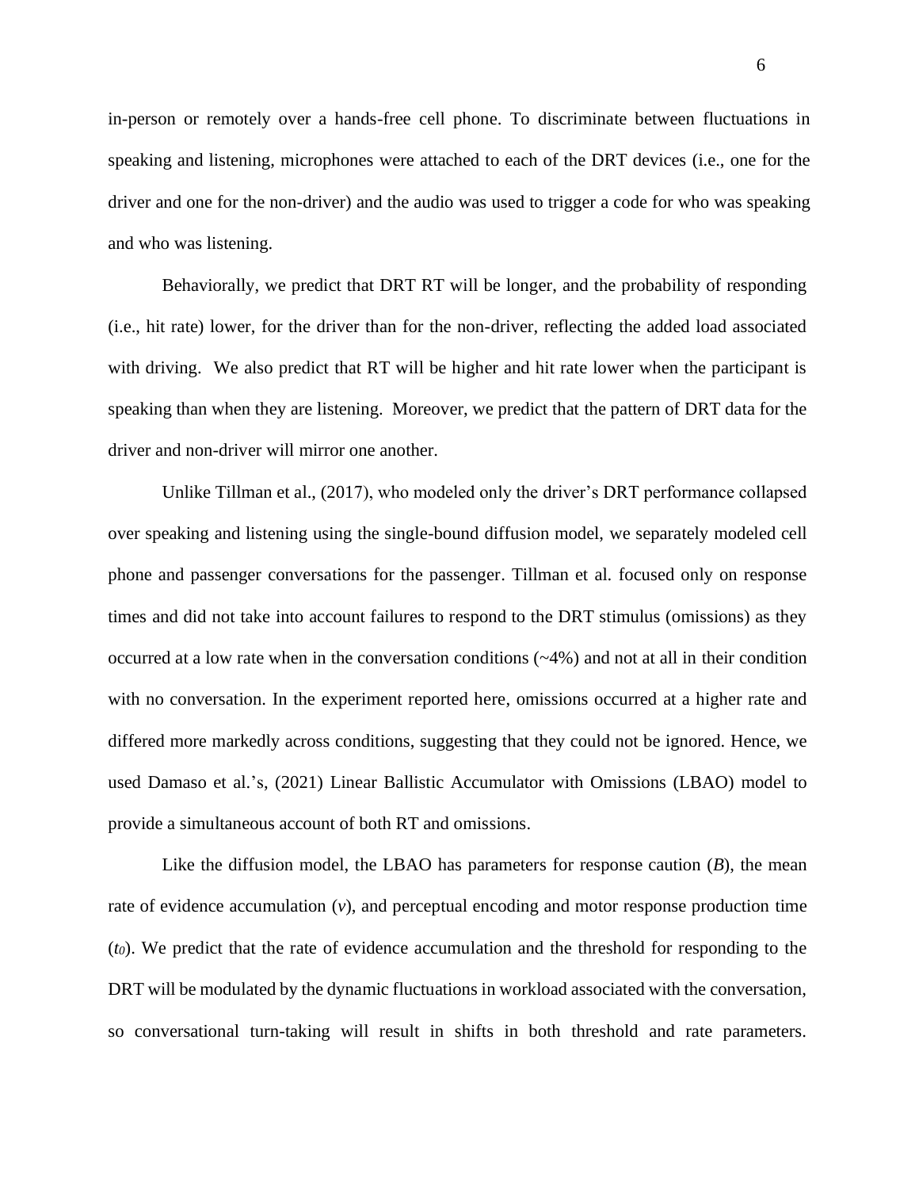in-person or remotely over a hands-free cell phone. To discriminate between fluctuations in speaking and listening, microphones were attached to each of the DRT devices (i.e., one for the driver and one for the non-driver) and the audio was used to trigger a code for who was speaking and who was listening.

Behaviorally, we predict that DRT RT will be longer, and the probability of responding (i.e., hit rate) lower, for the driver than for the non-driver, reflecting the added load associated with driving. We also predict that RT will be higher and hit rate lower when the participant is speaking than when they are listening. Moreover, we predict that the pattern of DRT data for the driver and non-driver will mirror one another.

Unlike Tillman et al., (2017), who modeled only the driver's DRT performance collapsed over speaking and listening using the single-bound diffusion model, we separately modeled cell phone and passenger conversations for the passenger. Tillman et al. focused only on response times and did not take into account failures to respond to the DRT stimulus (omissions) as they occurred at a low rate when in the conversation conditions (~4%) and not at all in their condition with no conversation. In the experiment reported here, omissions occurred at a higher rate and differed more markedly across conditions, suggesting that they could not be ignored. Hence, we used Damaso et al.'s, (2021) Linear Ballistic Accumulator with Omissions (LBAO) model to provide a simultaneous account of both RT and omissions.

Like the diffusion model, the LBAO has parameters for response caution ($B$), the mean rate of evidence accumulation ($v$), and perceptual encoding and motor response production time ($t_0$). We predict that the rate of evidence accumulation and the threshold for responding to the DRT will be modulated by the dynamic fluctuations in workload associated with the conversation, so conversational turn-taking will result in shifts in both threshold and rate parameters.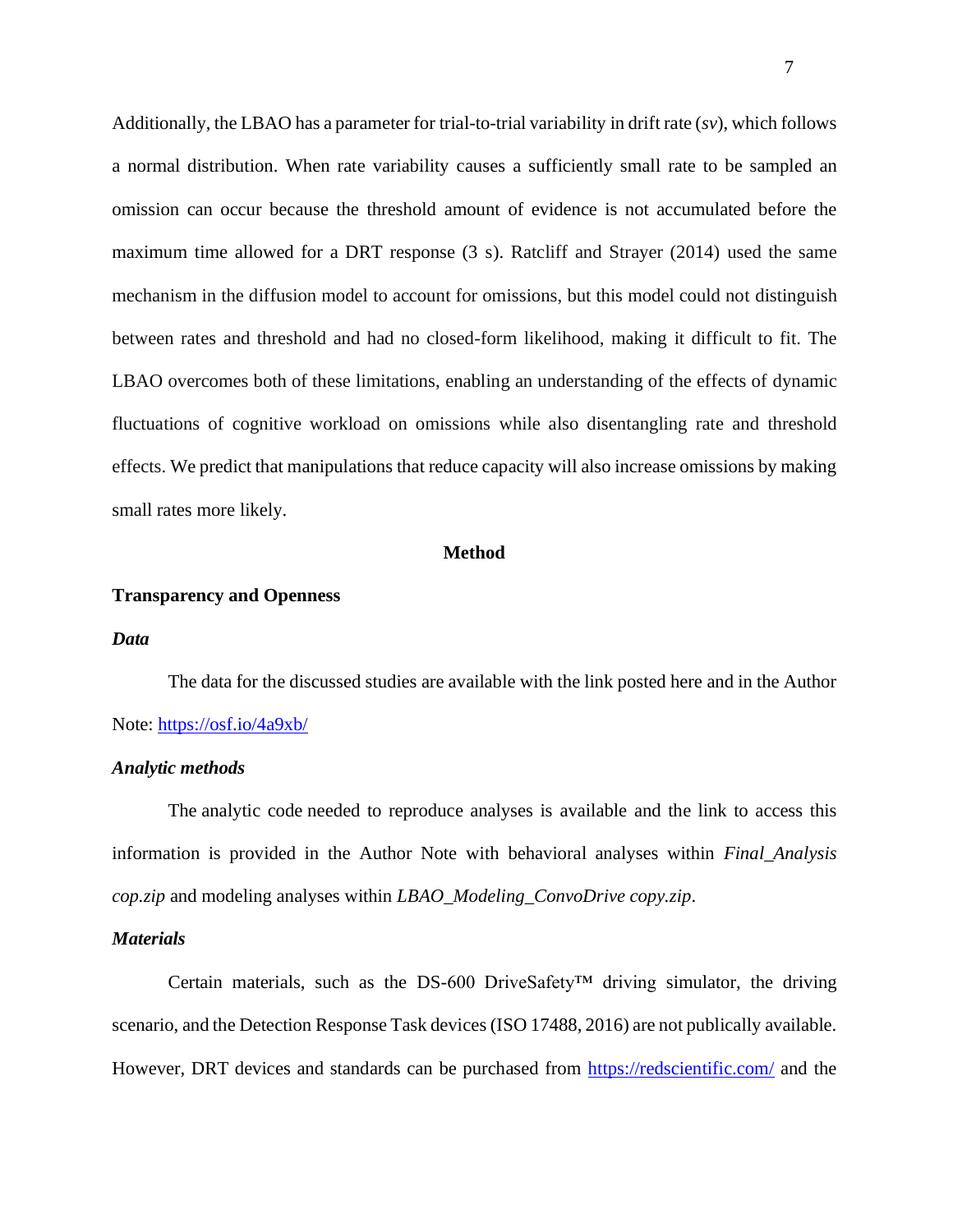Additionally, the LBAO has a parameter for trial-to-trial variability in drift rate (*sv*), which follows a normal distribution. When rate variability causes a sufficiently small rate to be sampled an omission can occur because the threshold amount of evidence is not accumulated before the maximum time allowed for a DRT response (3 s). Ratcliff and Strayer (2014) used the same mechanism in the diffusion model to account for omissions, but this model could not distinguish between rates and threshold and had no closed-form likelihood, making it difficult to fit. The LBAO overcomes both of these limitations, enabling an understanding of the effects of dynamic fluctuations of cognitive workload on omissions while also disentangling rate and threshold effects. We predict that manipulations that reduce capacity will also increase omissions by making small rates more likely.

# Method

## Transparency and Openness

### *Data*

The data for the discussed studies are available with the link posted here and in the Author Note: https://osf.io/4a9xb/

### *Analytic methods*

The analytic code needed to reproduce analyses is available and the link to access this information is provided in the Author Note with behavioral analyses within *Final_Analysis cop.zip* and modeling analyses within *LBAO_Modeling_ConvoDrive copy.zip*.

### *Materials*

Certain materials, such as the DS-600 DriveSafety™ driving simulator, the driving scenario, and the Detection Response Task devices (ISO 17488, 2016) are not publically available. However, DRT devices and standards can be purchased from https://redscientific.com/ and the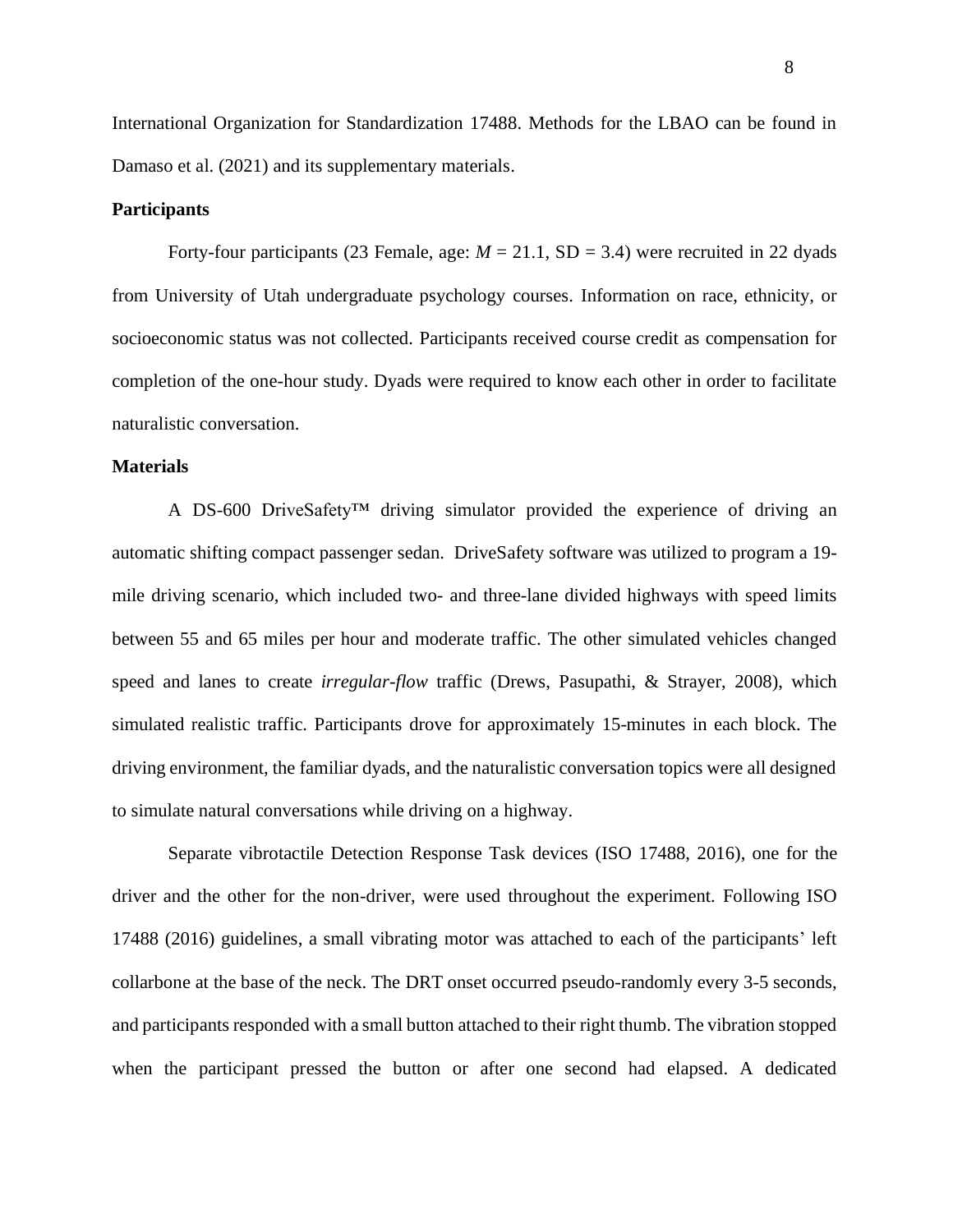International Organization for Standardization 17488. Methods for the LBAO can be found in Damaso et al. (2021) and its supplementary materials.

**Participants**

Forty-four participants (23 Female, age: $M = 21.1$, SD = 3.4) were recruited in 22 dyads from University of Utah undergraduate psychology courses. Information on race, ethnicity, or socioeconomic status was not collected. Participants received course credit as compensation for completion of the one-hour study. Dyads were required to know each other in order to facilitate naturalistic conversation.

**Materials**

A DS-600 DriveSafety™ driving simulator provided the experience of driving an automatic shifting compact passenger sedan. DriveSafety software was utilized to program a 19-mile driving scenario, which included two- and three-lane divided highways with speed limits between 55 and 65 miles per hour and moderate traffic. The other simulated vehicles changed speed and lanes to create *irregular-flow* traffic (Drews, Pasupathi, & Strayer, 2008), which simulated realistic traffic. Participants drove for approximately 15-minutes in each block. The driving environment, the familiar dyads, and the naturalistic conversation topics were all designed to simulate natural conversations while driving on a highway.

Separate vibrotactile Detection Response Task devices (ISO 17488, 2016), one for the driver and the other for the non-driver, were used throughout the experiment. Following ISO 17488 (2016) guidelines, a small vibrating motor was attached to each of the participants' left collarbone at the base of the neck. The DRT onset occurred pseudo-randomly every 3-5 seconds, and participants responded with a small button attached to their right thumb. The vibration stopped when the participant pressed the button or after one second had elapsed. A dedicated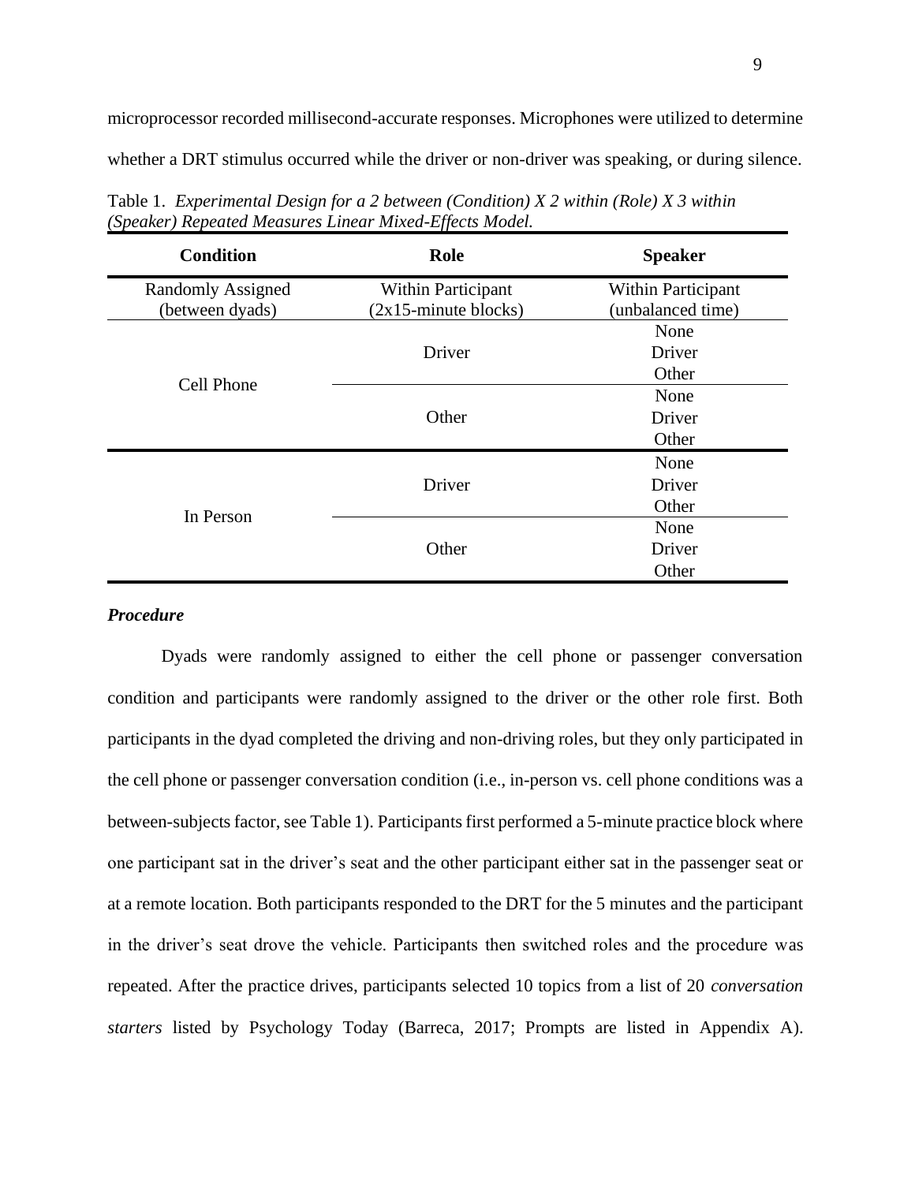microprocessor recorded millisecond-accurate responses. Microphones were utilized to determine whether a DRT stimulus occurred while the driver or non-driver was speaking, or during silence.

Table 1. *Experimental Design for a 2 between (Condition) X 2 within (Role) X 3 within (Speaker) Repeated Measures Linear Mixed-Effects Model.*

| **Condition** | **Role** | **Speaker** |
|---|---|---|
| Randomly Assigned (between dyads) | Within Participant (2x15-minute blocks) | Within Participant (unbalanced time) |
| Cell Phone | Driver | None |
| | | Driver |
| | | Other |
| | Other | None |
| | | Driver |
| | | Other |
| In Person | Driver | None |
| | | Driver |
| | | Other |
| | Other | None |
| | | Driver |
| | | Other |

### *Procedure*

Dyads were randomly assigned to either the cell phone or passenger conversation condition and participants were randomly assigned to the driver or the other role first. Both participants in the dyad completed the driving and non-driving roles, but they only participated in the cell phone or passenger conversation condition (i.e., in-person vs. cell phone conditions was a between-subjects factor, see Table 1). Participants first performed a 5-minute practice block where one participant sat in the driver's seat and the other participant either sat in the passenger seat or at a remote location. Both participants responded to the DRT for the 5 minutes and the participant in the driver's seat drove the vehicle. Participants then switched roles and the procedure was repeated. After the practice drives, participants selected 10 topics from a list of 20 *conversation starters* listed by Psychology Today (Barreca, 2017; Prompts are listed in Appendix A).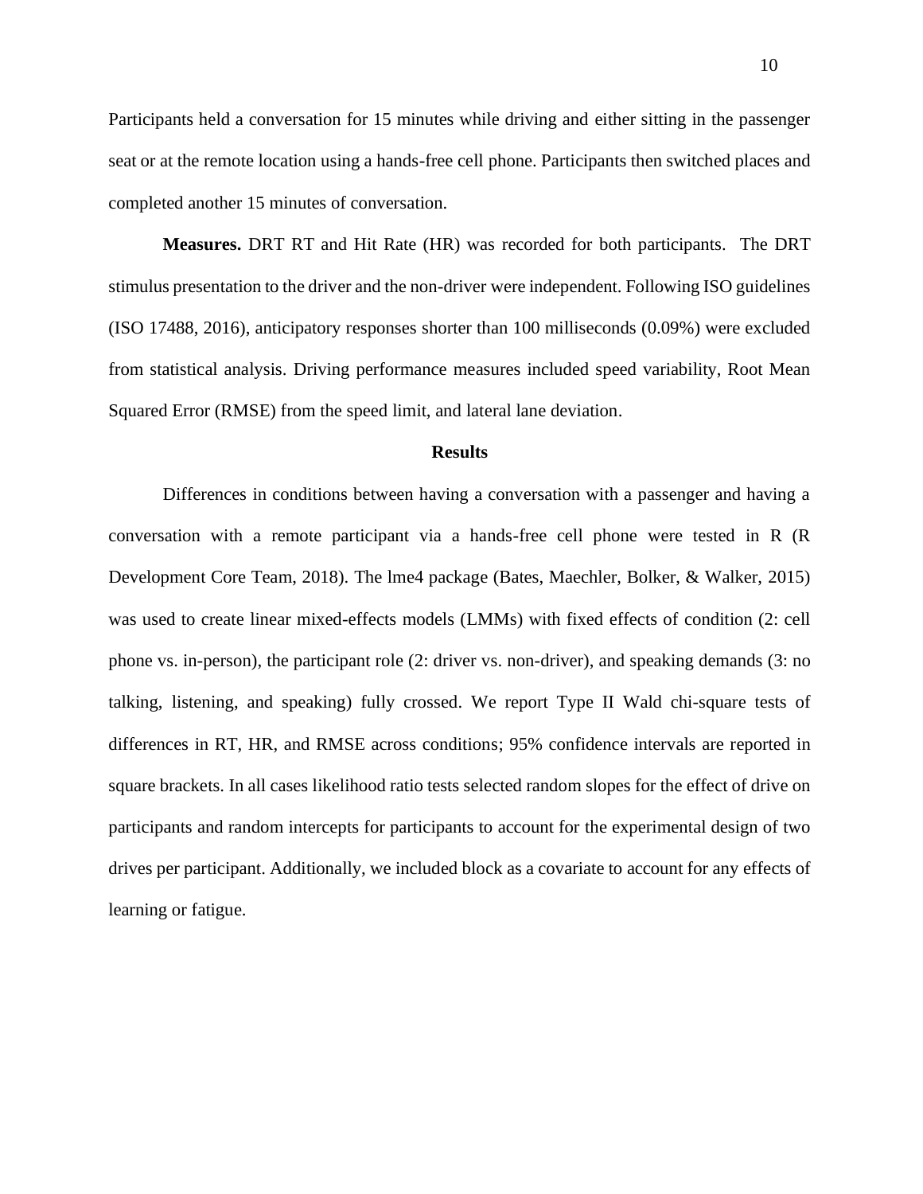Participants held a conversation for 15 minutes while driving and either sitting in the passenger seat or at the remote location using a hands-free cell phone. Participants then switched places and completed another 15 minutes of conversation.

**Measures.** DRT RT and Hit Rate (HR) was recorded for both participants. The DRT stimulus presentation to the driver and the non-driver were independent. Following ISO guidelines (ISO 17488, 2016), anticipatory responses shorter than 100 milliseconds (0.09%) were excluded from statistical analysis. Driving performance measures included speed variability, Root Mean Squared Error (RMSE) from the speed limit, and lateral lane deviation.

## Results

Differences in conditions between having a conversation with a passenger and having a conversation with a remote participant via a hands-free cell phone were tested in R (R Development Core Team, 2018). The lme4 package (Bates, Maechler, Bolker, & Walker, 2015) was used to create linear mixed-effects models (LMMs) with fixed effects of condition (2: cell phone vs. in-person), the participant role (2: driver vs. non-driver), and speaking demands (3: no talking, listening, and speaking) fully crossed. We report Type II Wald chi-square tests of differences in RT, HR, and RMSE across conditions; 95% confidence intervals are reported in square brackets. In all cases likelihood ratio tests selected random slopes for the effect of drive on participants and random intercepts for participants to account for the experimental design of two drives per participant. Additionally, we included block as a covariate to account for any effects of learning or fatigue.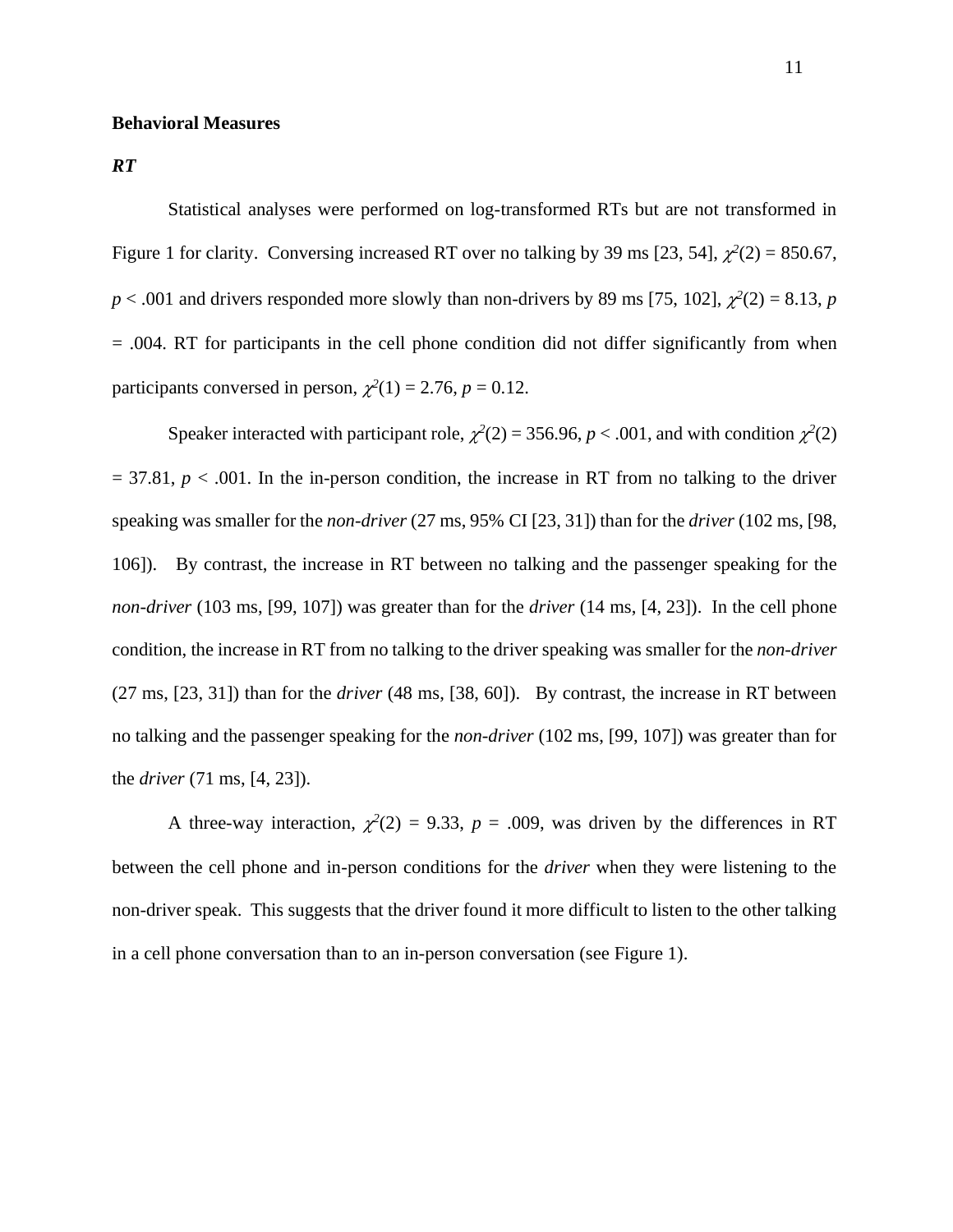**Behavioral Measures**

***RT***

Statistical analyses were performed on log-transformed RTs but are not transformed in Figure 1 for clarity. Conversing increased RT over no talking by 39 ms [23, 54], $\chi^2(2) = 850.67$, $p < .001$ and drivers responded more slowly than non-drivers by 89 ms [75, 102], $\chi^2(2) = 8.13$, $p = .004$. RT for participants in the cell phone condition did not differ significantly from when participants conversed in person, $\chi^2(1) = 2.76$, $p = 0.12$.

Speaker interacted with participant role, $\chi^2(2) = 356.96$, $p < .001$, and with condition $\chi^2(2) = 37.81$, $p < .001$. In the in-person condition, the increase in RT from no talking to the driver speaking was smaller for the *non-driver* (27 ms, 95% CI [23, 31]) than for the *driver* (102 ms, [98, 106]). By contrast, the increase in RT between no talking and the passenger speaking for the *non-driver* (103 ms, [99, 107]) was greater than for the *driver* (14 ms, [4, 23]). In the cell phone condition, the increase in RT from no talking to the driver speaking was smaller for the *non-driver* (27 ms, [23, 31]) than for the *driver* (48 ms, [38, 60]). By contrast, the increase in RT between no talking and the passenger speaking for the *non-driver* (102 ms, [99, 107]) was greater than for the *driver* (71 ms, [4, 23]).

A three-way interaction, $\chi^2(2) = 9.33$, $p = .009$, was driven by the differences in RT between the cell phone and in-person conditions for the *driver* when they were listening to the non-driver speak. This suggests that the driver found it more difficult to listen to the other talking in a cell phone conversation than to an in-person conversation (see Figure 1).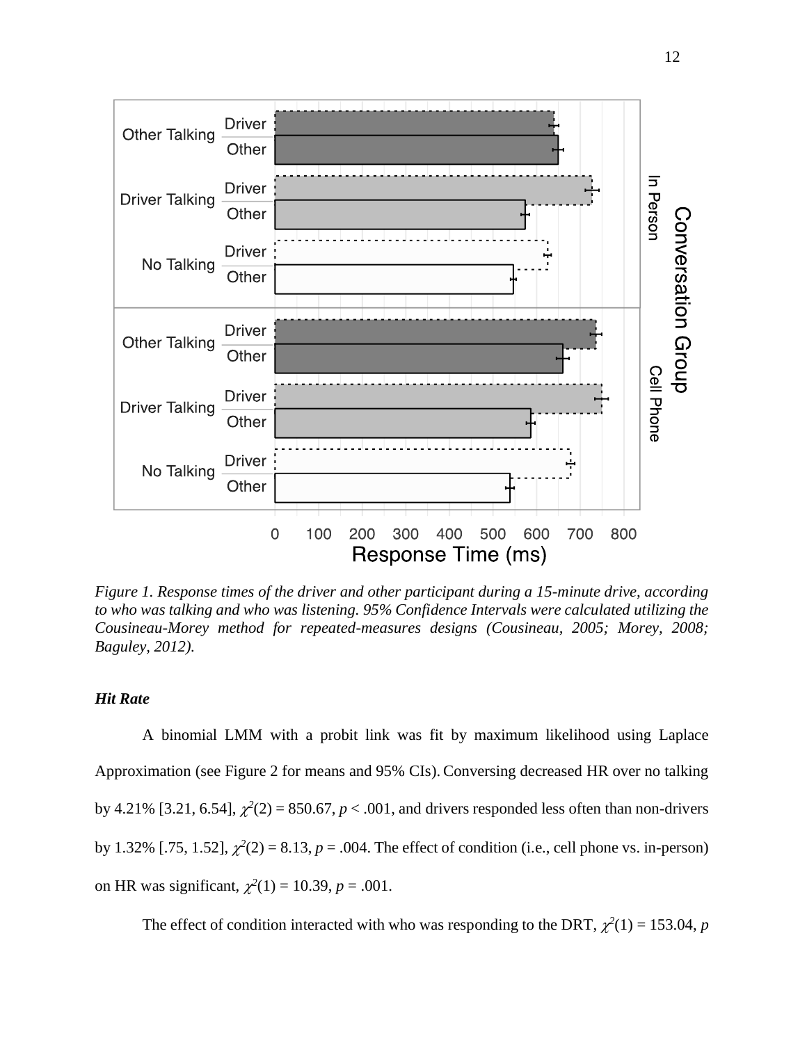*Figure 1. Response times of the driver and other participant during a 15-minute drive, according to who was talking and who was listening. 95% Confidence Intervals were calculated utilizing the Cousineau-Morey method for repeated-measures designs (Cousineau, 2005; Morey, 2008; Baguley, 2012).*

### *Hit Rate*

A binomial LMM with a probit link was fit by maximum likelihood using Laplace Approximation (see Figure 2 for means and 95% CIs). Conversing decreased HR over no talking by 4.21% [3.21, 6.54], $\chi^2(2) = 850.67$, $p < .001$, and drivers responded less often than non-drivers by 1.32% [.75, 1.52], $\chi^2(2) = 8.13$, $p = .004$. The effect of condition (i.e., cell phone vs. in-person) on HR was significant, $\chi^2(1) = 10.39$, $p = .001$.

The effect of condition interacted with who was responding to the DRT, $\chi^2(1) = 153.04$, $p$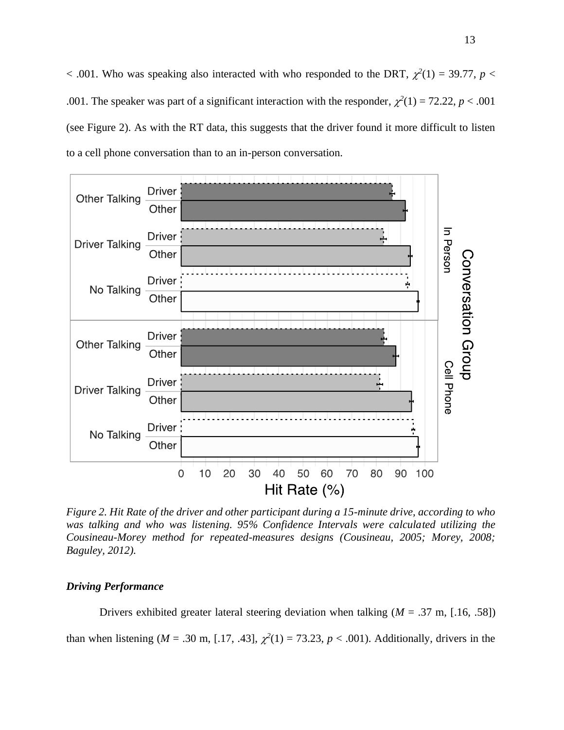< .001. Who was speaking also interacted with who responded to the DRT, $\chi^2(1) = 39.77$, $p <$ .001. The speaker was part of a significant interaction with the responder, $\chi^2(1) = 72.22$, $p < .001$ (see Figure 2). As with the RT data, this suggests that the driver found it more difficult to listen to a cell phone conversation than to an in-person conversation.

*Figure 2. Hit Rate of the driver and other participant during a 15-minute drive, according to who was talking and who was listening. 95% Confidence Intervals were calculated utilizing the Cousineau-Morey method for repeated-measures designs (Cousineau, 2005; Morey, 2008; Baguley, 2012).*

### *Driving Performance*

Drivers exhibited greater lateral steering deviation when talking ($M$ = .37 m, [.16, .58]) than when listening ($M$ = .30 m, [.17, .43], $\chi^2(1) = 73.23$, $p < .001$). Additionally, drivers in the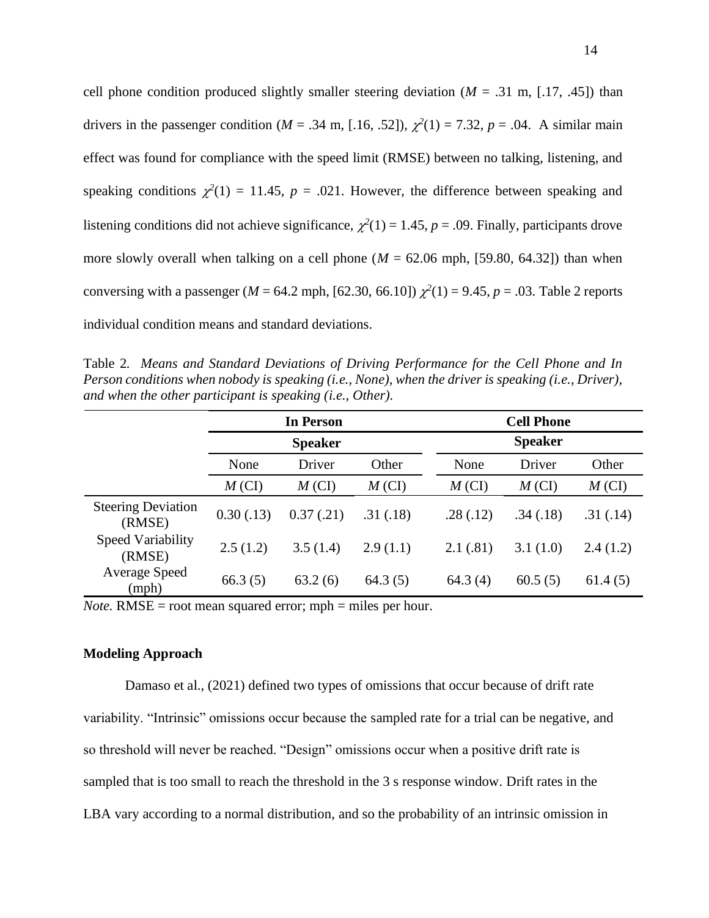cell phone condition produced slightly smaller steering deviation (*M* = .31 m, [.17, .45]) than drivers in the passenger condition (*M* = .34 m, [.16, .52]), $\chi^2(1) = 7.32$, $p = .04$. A similar main effect was found for compliance with the speed limit (RMSE) between no talking, listening, and speaking conditions $\chi^2(1) = 11.45$, $p = .021$. However, the difference between speaking and listening conditions did not achieve significance, $\chi^2(1) = 1.45$, $p = .09$. Finally, participants drove more slowly overall when talking on a cell phone (*M* = 62.06 mph, [59.80, 64.32]) than when conversing with a passenger (*M* = 64.2 mph, [62.30, 66.10]) $\chi^2(1) = 9.45$, $p = .03$. Table 2 reports individual condition means and standard deviations.

Table 2. *Means and Standard Deviations of Driving Performance for the Cell Phone and In Person conditions when nobody is speaking (i.e., None), when the driver is speaking (i.e., Driver), and when the other participant is speaking (i.e., Other).*

| | In Person | | | Cell Phone | | |
|---|---|---|---|---|---|---|
| | Speaker | | | Speaker | | |
| | None | Driver | Other | None | Driver | Other |
| | *M* (CI) | *M* (CI) | *M* (CI) | *M* (CI) | *M* (CI) | *M* (CI) |
| Steering Deviation (RMSE) | 0.30 (.13) | 0.37 (.21) | .31 (.18) | .28 (.12) | .34 (.18) | .31 (.14) |
| Speed Variability (RMSE) | 2.5 (1.2) | 3.5 (1.4) | 2.9 (1.1) | 2.1 (.81) | 3.1 (1.0) | 2.4 (1.2) |
| Average Speed (mph) | 66.3 (5) | 63.2 (6) | 64.3 (5) | 64.3 (4) | 60.5 (5) | 61.4 (5) |

*Note.* RMSE = root mean squared error; mph = miles per hour.

### Modeling Approach

Damaso et al., (2021) defined two types of omissions that occur because of drift rate variability. "Intrinsic" omissions occur because the sampled rate for a trial can be negative, and so threshold will never be reached. "Design" omissions occur when a positive drift rate is sampled that is too small to reach the threshold in the 3 s response window. Drift rates in the LBA vary according to a normal distribution, and so the probability of an intrinsic omission in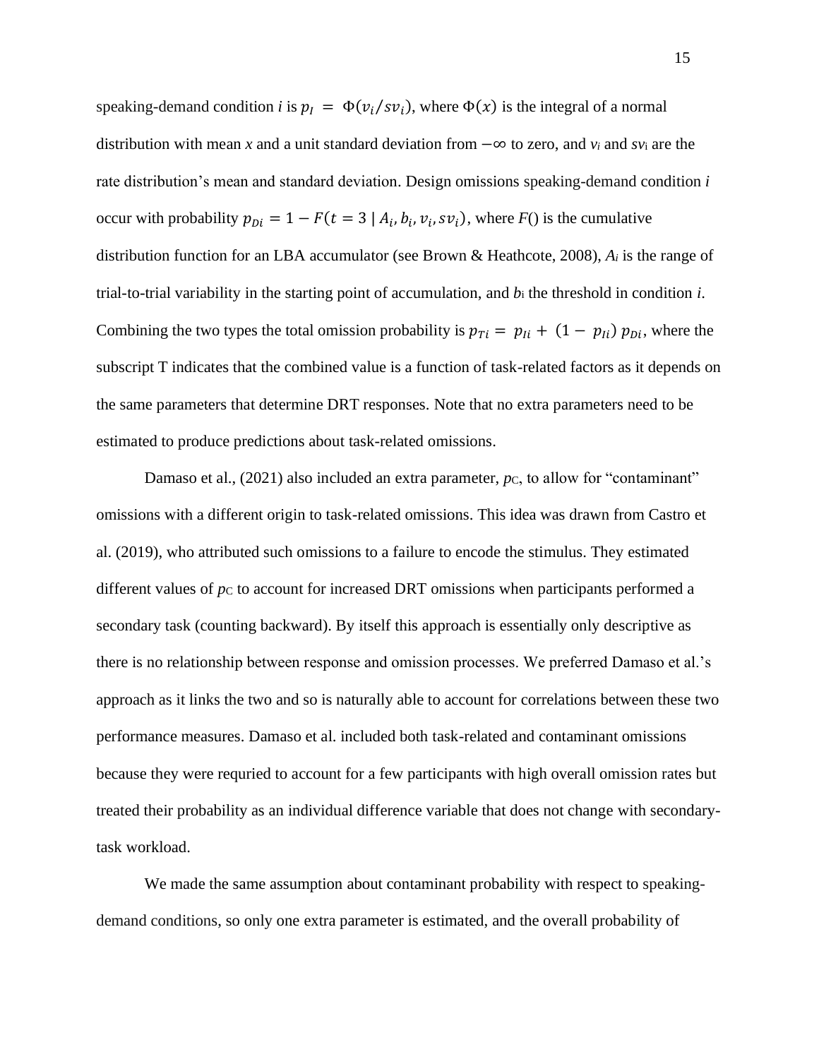speaking-demand condition $i$ is $p_I = \Phi(v_i/sv_i)$, where $\Phi(x)$ is the integral of a normal distribution with mean $x$ and a unit standard deviation from $-\infty$ to zero, and $v_i$ and $sv_i$ are the rate distribution's mean and standard deviation. Design omissions speaking-demand condition $i$ occur with probability $p_{Di} = 1 - F(t = 3 \mid A_i, b_i, v_i, sv_i)$, where $F()$ is the cumulative distribution function for an LBA accumulator (see Brown & Heathcote, 2008), $A_i$ is the range of trial-to-trial variability in the starting point of accumulation, and $b_i$ the threshold in condition $i$. Combining the two types the total omission probability is $p_{Ti} = p_{Ii} + (1 - p_{Ii})\, p_{Di}$, where the subscript T indicates that the combined value is a function of task-related factors as it depends on the same parameters that determine DRT responses. Note that no extra parameters need to be estimated to produce predictions about task-related omissions.

Damaso et al., (2021) also included an extra parameter, $p_C$, to allow for "contaminant" omissions with a different origin to task-related omissions. This idea was drawn from Castro et al. (2019), who attributed such omissions to a failure to encode the stimulus. They estimated different values of $p_C$ to account for increased DRT omissions when participants performed a secondary task (counting backward). By itself this approach is essentially only descriptive as there is no relationship between response and omission processes. We preferred Damaso et al.'s approach as it links the two and so is naturally able to account for correlations between these two performance measures. Damaso et al. included both task-related and contaminant omissions because they were requried to account for a few participants with high overall omission rates but treated their probability as an individual difference variable that does not change with secondary-task workload.

We made the same assumption about contaminant probability with respect to speaking-demand conditions, so only one extra parameter is estimated, and the overall probability of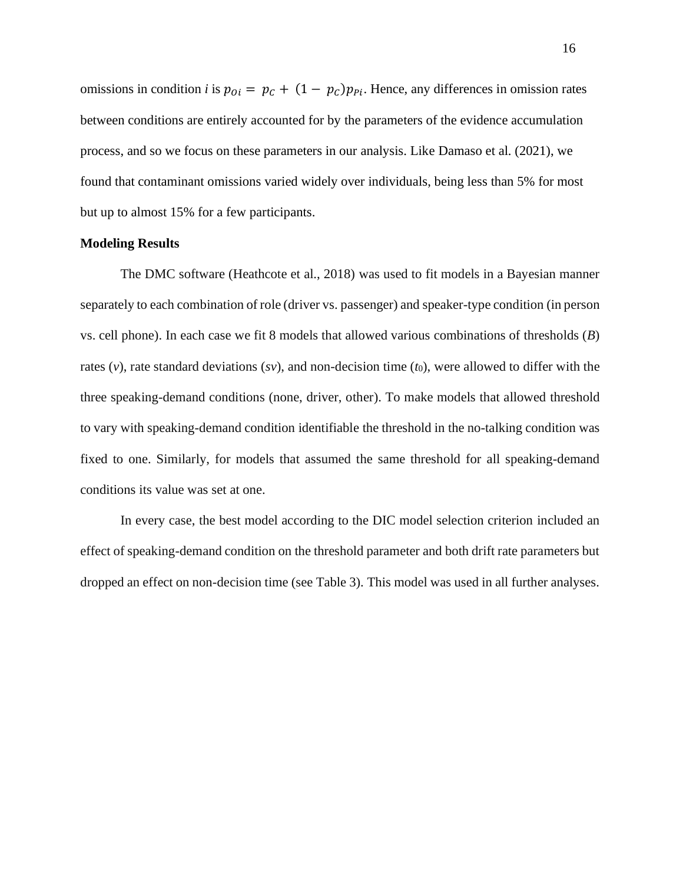omissions in condition *i* is $p_{Oi} = p_C + (1 - p_C)p_{Pi}$. Hence, any differences in omission rates between conditions are entirely accounted for by the parameters of the evidence accumulation process, and so we focus on these parameters in our analysis. Like Damaso et al. (2021), we found that contaminant omissions varied widely over individuals, being less than 5% for most but up to almost 15% for a few participants.

**Modeling Results**

The DMC software (Heathcote et al., 2018) was used to fit models in a Bayesian manner separately to each combination of role (driver vs. passenger) and speaker-type condition (in person vs. cell phone). In each case we fit 8 models that allowed various combinations of thresholds ($B$) rates ($v$), rate standard deviations ($sv$), and non-decision time ($t_0$), were allowed to differ with the three speaking-demand conditions (none, driver, other). To make models that allowed threshold to vary with speaking-demand condition identifiable the threshold in the no-talking condition was fixed to one. Similarly, for models that assumed the same threshold for all speaking-demand conditions its value was set at one.

In every case, the best model according to the DIC model selection criterion included an effect of speaking-demand condition on the threshold parameter and both drift rate parameters but dropped an effect on non-decision time (see Table 3). This model was used in all further analyses.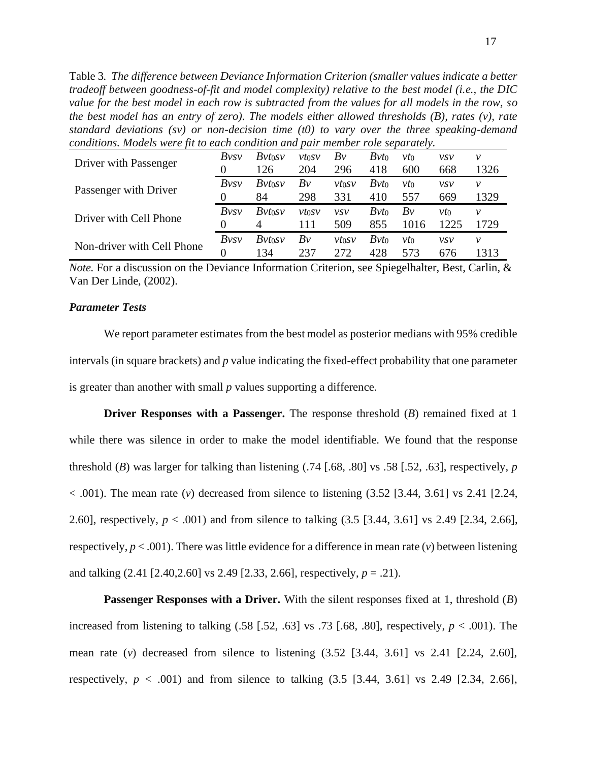Table 3. *The difference between Deviance Information Criterion (smaller values indicate a better tradeoff between goodness-of-fit and model complexity) relative to the best model (i.e., the DIC value for the best model in each row is subtracted from the values for all models in the row, so the best model has an entry of zero). The models either allowed thresholds (B), rates (v), rate standard deviations (sv) or non-decision time (t0) to vary over the three speaking-demand conditions. Models were fit to each condition and pair member role separately.*

| | | | | | | | | |
|---|---|---|---|---|---|---|---|---|
| Driver with Passenger | $Bvsv$ | $Bvt_0sv$ | $vt_0sv$ | $Bv$ | $Bvt_0$ | $vt_0$ | $vsv$ | $v$ |
| | 0 | 126 | 204 | 296 | 418 | 600 | 668 | 1326 |
| Passenger with Driver | $Bvsv$ | $Bvt_0sv$ | $Bv$ | $vt_0sv$ | $Bvt_0$ | $vt_0$ | $vsv$ | $v$ |
| | 0 | 84 | 298 | 331 | 410 | 557 | 669 | 1329 |
| Driver with Cell Phone | $Bvsv$ | $Bvt_0sv$ | $vt_0sv$ | $vsv$ | $Bvt_0$ | $Bv$ | $vt_0$ | $v$ |
| | 0 | 4 | 111 | 509 | 855 | 1016 | 1225 | 1729 |
| Non-driver with Cell Phone | $Bvsv$ | $Bvt_0sv$ | $Bv$ | $vt_0sv$ | $Bvt_0$ | $vt_0$ | $vsv$ | $v$ |
| | 0 | 134 | 237 | 272 | 428 | 573 | 676 | 1313 |

*Note.* For a discussion on the Deviance Information Criterion, see Spiegelhalter, Best, Carlin, & Van Der Linde, (2002).

### *Parameter Tests*

We report parameter estimates from the best model as posterior medians with 95% credible intervals (in square brackets) and $p$ value indicating the fixed-effect probability that one parameter is greater than another with small $p$ values supporting a difference.

**Driver Responses with a Passenger.** The response threshold ($B$) remained fixed at 1 while there was silence in order to make the model identifiable. We found that the response threshold ($B$) was larger for talking than listening (.74 [.68, .80] vs .58 [.52, .63], respectively, $p < .001$). The mean rate ($v$) decreased from silence to listening (3.52 [3.44, 3.61] vs 2.41 [2.24, 2.60], respectively, $p < .001$) and from silence to talking (3.5 [3.44, 3.61] vs 2.49 [2.34, 2.66], respectively, $p < .001$). There was little evidence for a difference in mean rate ($v$) between listening and talking (2.41 [2.40,2.60] vs 2.49 [2.33, 2.66], respectively, $p = .21$).

**Passenger Responses with a Driver.** With the silent responses fixed at 1, threshold ($B$) increased from listening to talking (.58 [.52, .63] vs .73 [.68, .80], respectively, $p < .001$). The mean rate ($v$) decreased from silence to listening (3.52 [3.44, 3.61] vs 2.41 [2.24, 2.60], respectively, $p < .001$) and from silence to talking (3.5 [3.44, 3.61] vs 2.49 [2.34, 2.66],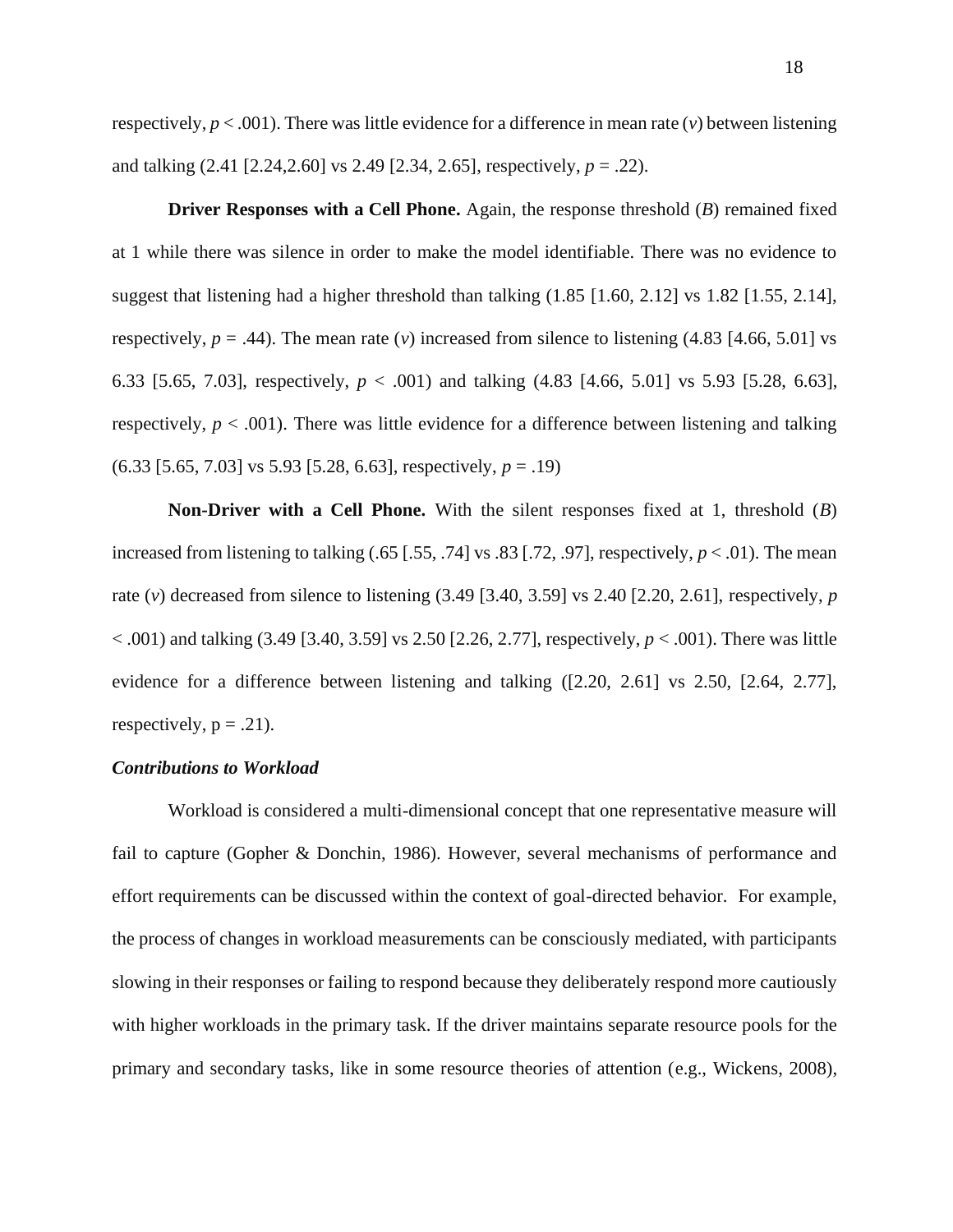respectively, $p < .001$). There was little evidence for a difference in mean rate ($v$) between listening and talking (2.41 [2.24,2.60] vs 2.49 [2.34, 2.65], respectively, $p = .22$).

**Driver Responses with a Cell Phone.** Again, the response threshold ($B$) remained fixed at 1 while there was silence in order to make the model identifiable. There was no evidence to suggest that listening had a higher threshold than talking (1.85 [1.60, 2.12] vs 1.82 [1.55, 2.14], respectively, $p = .44$). The mean rate ($v$) increased from silence to listening (4.83 [4.66, 5.01] vs 6.33 [5.65, 7.03], respectively, $p < .001$) and talking (4.83 [4.66, 5.01] vs 5.93 [5.28, 6.63], respectively, $p < .001$). There was little evidence for a difference between listening and talking (6.33 [5.65, 7.03] vs 5.93 [5.28, 6.63], respectively, $p = .19$)

**Non-Driver with a Cell Phone.** With the silent responses fixed at 1, threshold ($B$) increased from listening to talking (.65 [.55, .74] vs .83 [.72, .97], respectively, $p < .01$). The mean rate ($v$) decreased from silence to listening (3.49 [3.40, 3.59] vs 2.40 [2.20, 2.61], respectively, $p < .001$) and talking (3.49 [3.40, 3.59] vs 2.50 [2.26, 2.77], respectively, $p < .001$). There was little evidence for a difference between listening and talking ([2.20, 2.61] vs 2.50, [2.64, 2.77], respectively, $p = .21$).

***Contributions to Workload***

Workload is considered a multi-dimensional concept that one representative measure will fail to capture (Gopher & Donchin, 1986). However, several mechanisms of performance and effort requirements can be discussed within the context of goal-directed behavior. For example, the process of changes in workload measurements can be consciously mediated, with participants slowing in their responses or failing to respond because they deliberately respond more cautiously with higher workloads in the primary task. If the driver maintains separate resource pools for the primary and secondary tasks, like in some resource theories of attention (e.g., Wickens, 2008),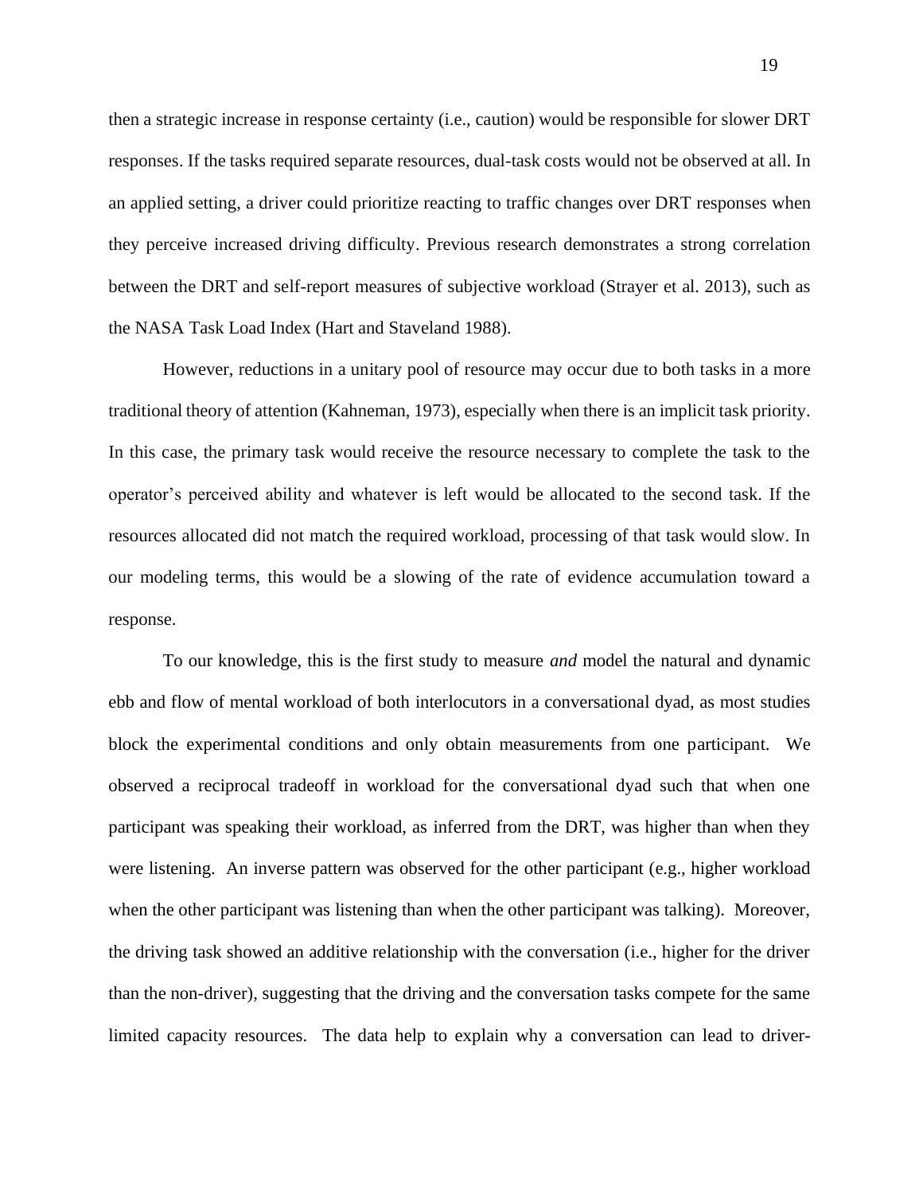then a strategic increase in response certainty (i.e., caution) would be responsible for slower DRT responses. If the tasks required separate resources, dual-task costs would not be observed at all. In an applied setting, a driver could prioritize reacting to traffic changes over DRT responses when they perceive increased driving difficulty. Previous research demonstrates a strong correlation between the DRT and self-report measures of subjective workload (Strayer et al. 2013), such as the NASA Task Load Index (Hart and Staveland 1988).

However, reductions in a unitary pool of resource may occur due to both tasks in a more traditional theory of attention (Kahneman, 1973), especially when there is an implicit task priority. In this case, the primary task would receive the resource necessary to complete the task to the operator's perceived ability and whatever is left would be allocated to the second task. If the resources allocated did not match the required workload, processing of that task would slow. In our modeling terms, this would be a slowing of the rate of evidence accumulation toward a response.

To our knowledge, this is the first study to measure *and* model the natural and dynamic ebb and flow of mental workload of both interlocutors in a conversational dyad, as most studies block the experimental conditions and only obtain measurements from one participant. We observed a reciprocal tradeoff in workload for the conversational dyad such that when one participant was speaking their workload, as inferred from the DRT, was higher than when they were listening. An inverse pattern was observed for the other participant (e.g., higher workload when the other participant was listening than when the other participant was talking). Moreover, the driving task showed an additive relationship with the conversation (i.e., higher for the driver than the non-driver), suggesting that the driving and the conversation tasks compete for the same limited capacity resources. The data help to explain why a conversation can lead to driver-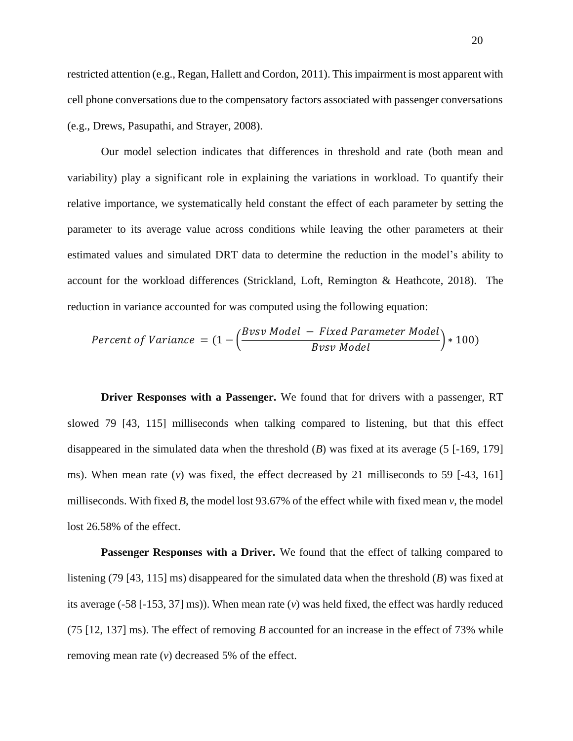restricted attention (e.g., Regan, Hallett and Cordon, 2011). This impairment is most apparent with cell phone conversations due to the compensatory factors associated with passenger conversations (e.g., Drews, Pasupathi, and Strayer, 2008).

Our model selection indicates that differences in threshold and rate (both mean and variability) play a significant role in explaining the variations in workload. To quantify their relative importance, we systematically held constant the effect of each parameter by setting the parameter to its average value across conditions while leaving the other parameters at their estimated values and simulated DRT data to determine the reduction in the model's ability to account for the workload differences (Strickland, Loft, Remington & Heathcote, 2018). The reduction in variance accounted for was computed using the following equation:

$$Percent\ of\ Variance\ = (1 - \left(\frac{Bvsv\ Model\ -\ Fixed\ Parameter\ Model}{Bvsv\ Model}\right) * 100)$$

**Driver Responses with a Passenger.** We found that for drivers with a passenger, RT slowed 79 [43, 115] milliseconds when talking compared to listening, but that this effect disappeared in the simulated data when the threshold (*B*) was fixed at its average (5 [-169, 179] ms). When mean rate (*v*) was fixed, the effect decreased by 21 milliseconds to 59 [-43, 161] milliseconds. With fixed *B*, the model lost 93.67% of the effect while with fixed mean *v*, the model lost 26.58% of the effect.

**Passenger Responses with a Driver.** We found that the effect of talking compared to listening (79 [43, 115] ms) disappeared for the simulated data when the threshold (*B*) was fixed at its average (-58 [-153, 37] ms)). When mean rate (*v*) was held fixed, the effect was hardly reduced (75 [12, 137] ms). The effect of removing *B* accounted for an increase in the effect of 73% while removing mean rate (*v*) decreased 5% of the effect.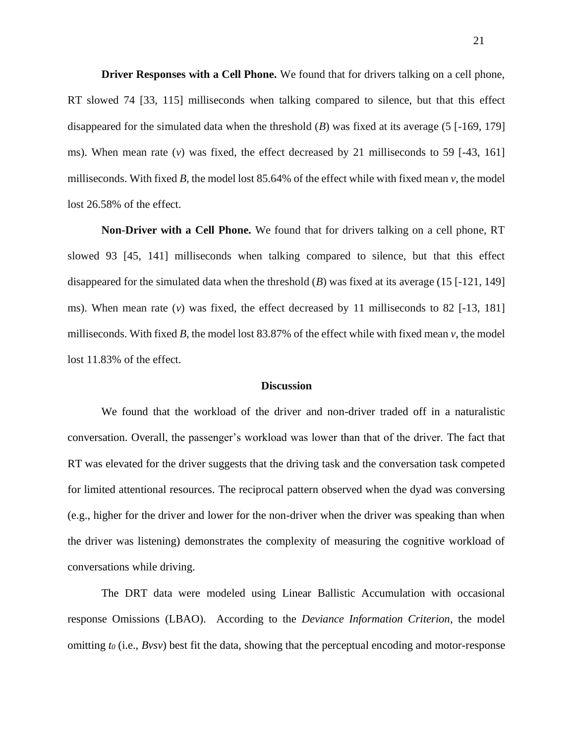**Driver Responses with a Cell Phone.** We found that for drivers talking on a cell phone, RT slowed 74 [33, 115] milliseconds when talking compared to silence, but that this effect disappeared for the simulated data when the threshold (*B*) was fixed at its average (5 [-169, 179] ms). When mean rate (*v*) was fixed, the effect decreased by 21 milliseconds to 59 [-43, 161] milliseconds. With fixed *B*, the model lost 85.64% of the effect while with fixed mean *v*, the model lost 26.58% of the effect.

**Non-Driver with a Cell Phone.** We found that for drivers talking on a cell phone, RT slowed 93 [45, 141] milliseconds when talking compared to silence, but that this effect disappeared for the simulated data when the threshold (*B*) was fixed at its average (15 [-121, 149] ms). When mean rate (*v*) was fixed, the effect decreased by 11 milliseconds to 82 [-13, 181] milliseconds. With fixed *B*, the model lost 83.87% of the effect while with fixed mean *v*, the model lost 11.83% of the effect.

## Discussion

We found that the workload of the driver and non-driver traded off in a naturalistic conversation. Overall, the passenger's workload was lower than that of the driver. The fact that RT was elevated for the driver suggests that the driving task and the conversation task competed for limited attentional resources. The reciprocal pattern observed when the dyad was conversing (e.g., higher for the driver and lower for the non-driver when the driver was speaking than when the driver was listening) demonstrates the complexity of measuring the cognitive workload of conversations while driving.

The DRT data were modeled using Linear Ballistic Accumulation with occasional response Omissions (LBAO). According to the *Deviance Information Criterion*, the model omitting $t_0$ (i.e., *Bvsv*) best fit the data, showing that the perceptual encoding and motor-response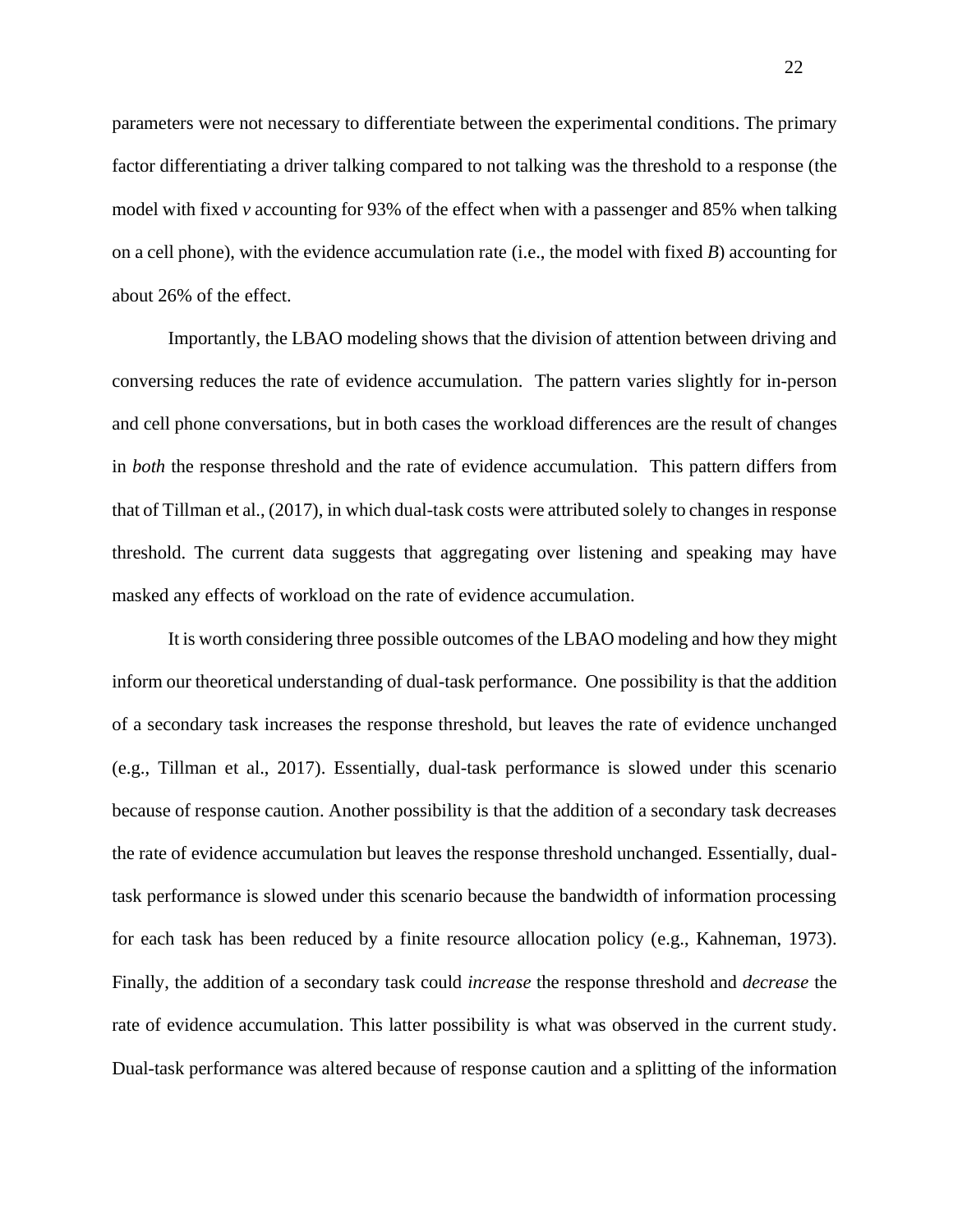parameters were not necessary to differentiate between the experimental conditions. The primary factor differentiating a driver talking compared to not talking was the threshold to a response (the model with fixed *v* accounting for 93% of the effect when with a passenger and 85% when talking on a cell phone), with the evidence accumulation rate (i.e., the model with fixed *B*) accounting for about 26% of the effect.

Importantly, the LBAO modeling shows that the division of attention between driving and conversing reduces the rate of evidence accumulation. The pattern varies slightly for in-person and cell phone conversations, but in both cases the workload differences are the result of changes in *both* the response threshold and the rate of evidence accumulation. This pattern differs from that of Tillman et al., (2017), in which dual-task costs were attributed solely to changes in response threshold. The current data suggests that aggregating over listening and speaking may have masked any effects of workload on the rate of evidence accumulation.

It is worth considering three possible outcomes of the LBAO modeling and how they might inform our theoretical understanding of dual-task performance. One possibility is that the addition of a secondary task increases the response threshold, but leaves the rate of evidence unchanged (e.g., Tillman et al., 2017). Essentially, dual-task performance is slowed under this scenario because of response caution. Another possibility is that the addition of a secondary task decreases the rate of evidence accumulation but leaves the response threshold unchanged. Essentially, dual-task performance is slowed under this scenario because the bandwidth of information processing for each task has been reduced by a finite resource allocation policy (e.g., Kahneman, 1973). Finally, the addition of a secondary task could *increase* the response threshold and *decrease* the rate of evidence accumulation. This latter possibility is what was observed in the current study. Dual-task performance was altered because of response caution and a splitting of the information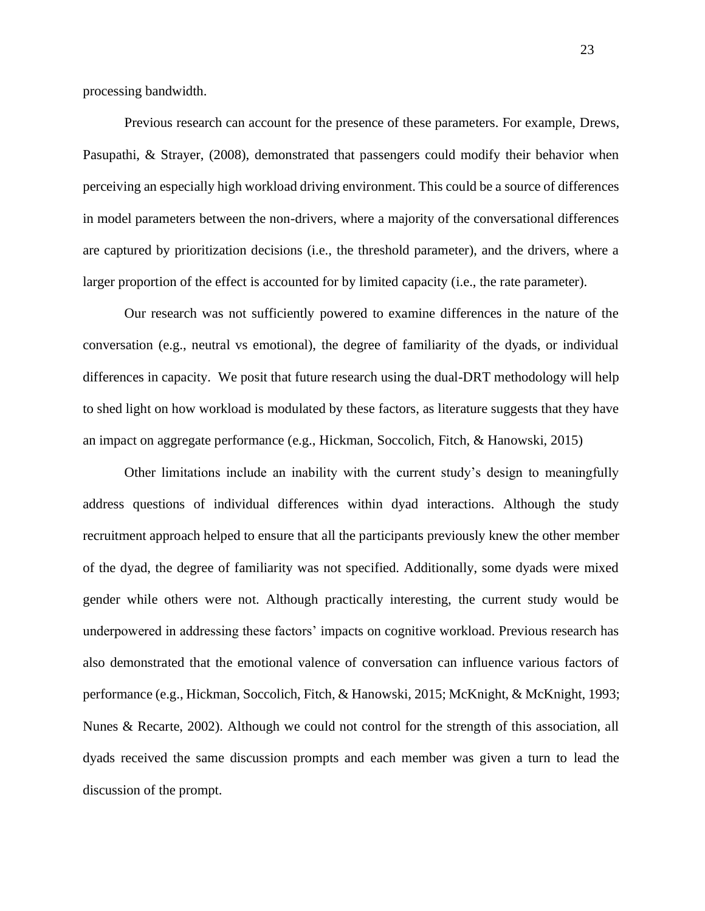processing bandwidth.

Previous research can account for the presence of these parameters. For example, Drews, Pasupathi, & Strayer, (2008), demonstrated that passengers could modify their behavior when perceiving an especially high workload driving environment. This could be a source of differences in model parameters between the non-drivers, where a majority of the conversational differences are captured by prioritization decisions (i.e., the threshold parameter), and the drivers, where a larger proportion of the effect is accounted for by limited capacity (i.e., the rate parameter).

Our research was not sufficiently powered to examine differences in the nature of the conversation (e.g., neutral vs emotional), the degree of familiarity of the dyads, or individual differences in capacity. We posit that future research using the dual-DRT methodology will help to shed light on how workload is modulated by these factors, as literature suggests that they have an impact on aggregate performance (e.g., Hickman, Soccolich, Fitch, & Hanowski, 2015)

Other limitations include an inability with the current study's design to meaningfully address questions of individual differences within dyad interactions. Although the study recruitment approach helped to ensure that all the participants previously knew the other member of the dyad, the degree of familiarity was not specified. Additionally, some dyads were mixed gender while others were not. Although practically interesting, the current study would be underpowered in addressing these factors' impacts on cognitive workload. Previous research has also demonstrated that the emotional valence of conversation can influence various factors of performance (e.g., Hickman, Soccolich, Fitch, & Hanowski, 2015; McKnight, & McKnight, 1993; Nunes & Recarte, 2002). Although we could not control for the strength of this association, all dyads received the same discussion prompts and each member was given a turn to lead the discussion of the prompt.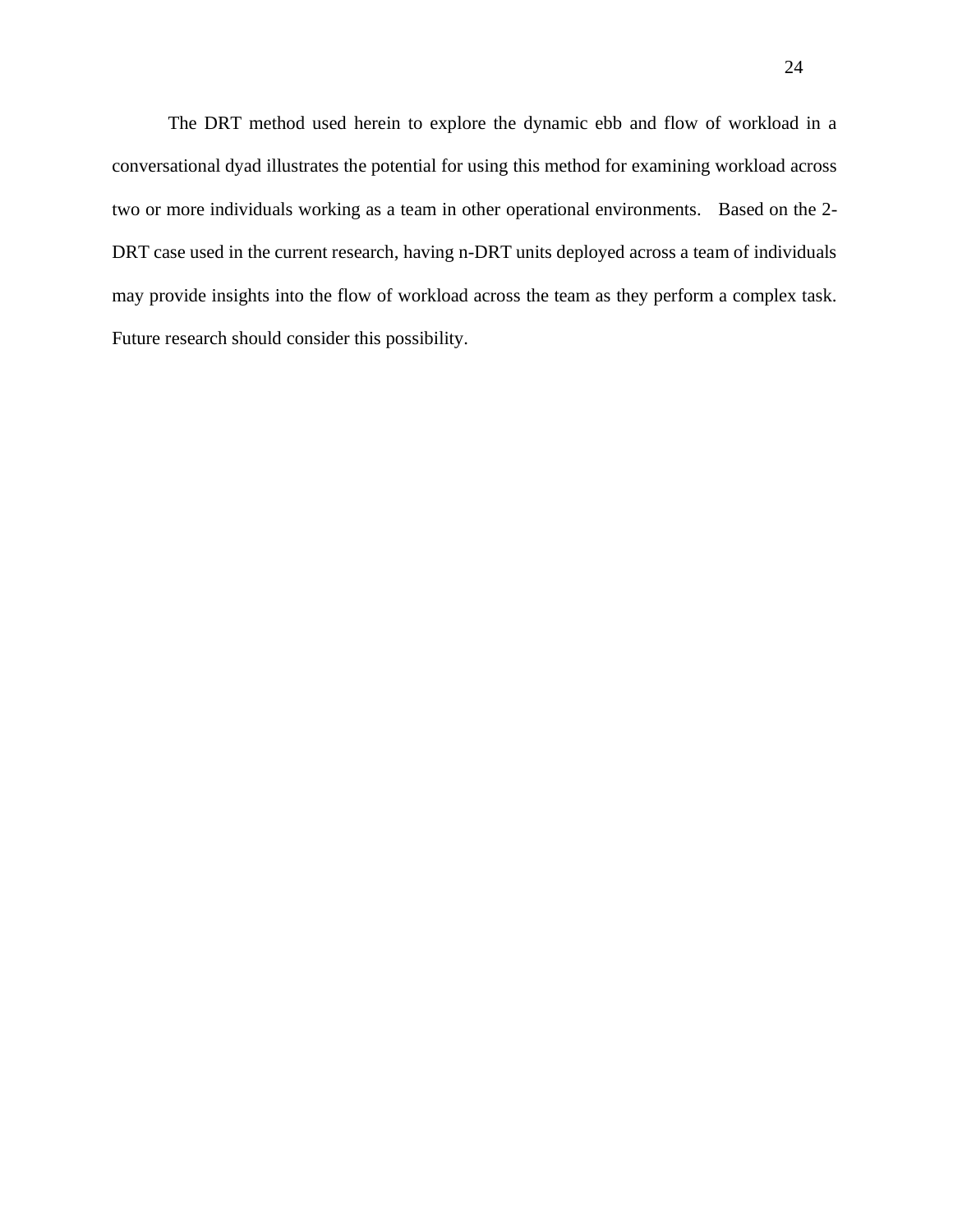The DRT method used herein to explore the dynamic ebb and flow of workload in a conversational dyad illustrates the potential for using this method for examining workload across two or more individuals working as a team in other operational environments. Based on the 2-DRT case used in the current research, having n-DRT units deployed across a team of individuals may provide insights into the flow of workload across the team as they perform a complex task. Future research should consider this possibility.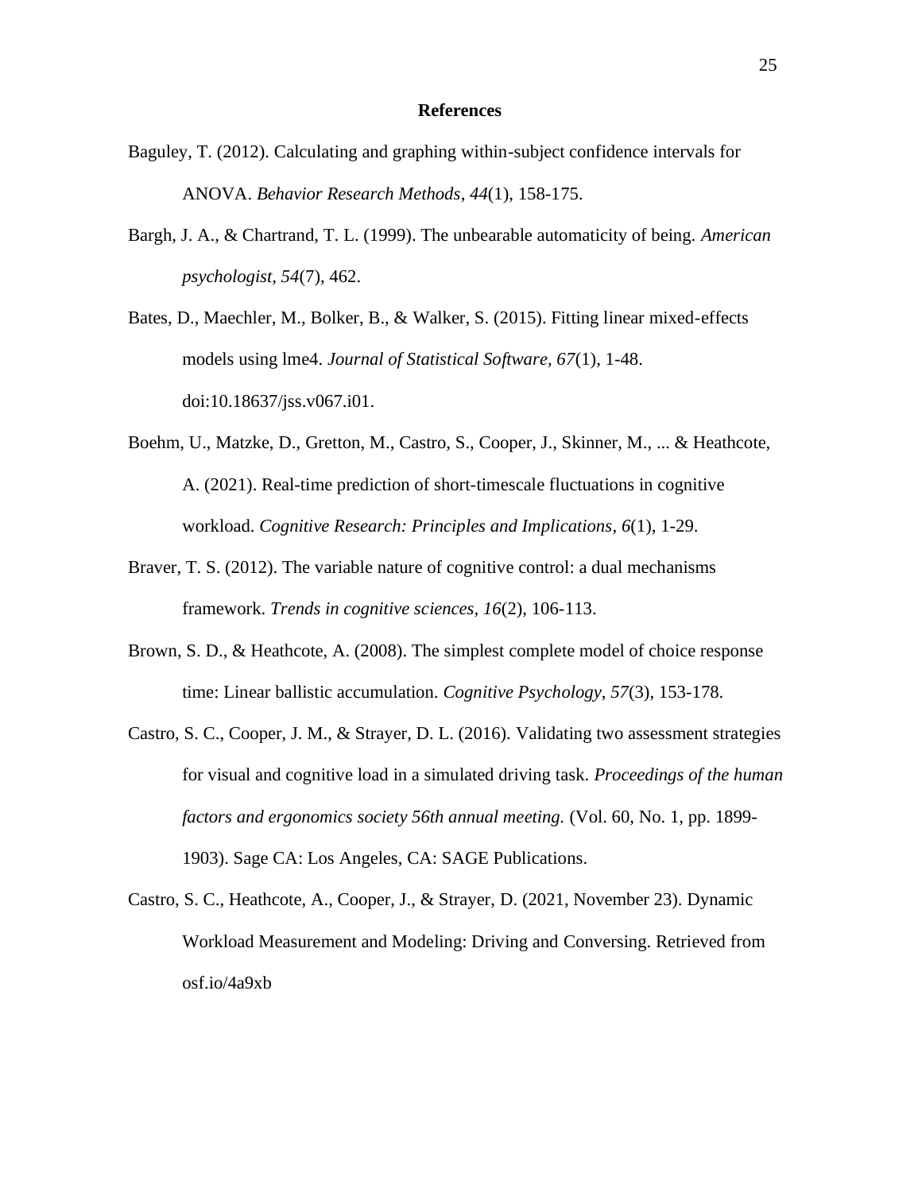# References

Baguley, T. (2012). Calculating and graphing within-subject confidence intervals for ANOVA. *Behavior Research Methods, 44*(1), 158-175.

Bargh, J. A., & Chartrand, T. L. (1999). The unbearable automaticity of being. *American psychologist, 54*(7), 462.

Bates, D., Maechler, M., Bolker, B., & Walker, S. (2015). Fitting linear mixed-effects models using lme4. *Journal of Statistical Software, 67*(1), 1-48. doi:10.18637/jss.v067.i01.

Boehm, U., Matzke, D., Gretton, M., Castro, S., Cooper, J., Skinner, M., ... & Heathcote, A. (2021). Real-time prediction of short-timescale fluctuations in cognitive workload. *Cognitive Research: Principles and Implications*, *6*(1), 1-29.

Braver, T. S. (2012). The variable nature of cognitive control: a dual mechanisms framework. *Trends in cognitive sciences, 16*(2), 106-113.

Brown, S. D., & Heathcote, A. (2008). The simplest complete model of choice response time: Linear ballistic accumulation. *Cognitive Psychology*, *57*(3), 153-178.

Castro, S. C., Cooper, J. M., & Strayer, D. L. (2016). Validating two assessment strategies for visual and cognitive load in a simulated driving task. *Proceedings of the human factors and ergonomics society 56th annual meeting.* (Vol. 60, No. 1, pp. 1899-1903). Sage CA: Los Angeles, CA: SAGE Publications.

Castro, S. C., Heathcote, A., Cooper, J., & Strayer, D. (2021, November 23). Dynamic Workload Measurement and Modeling: Driving and Conversing. Retrieved from osf.io/4a9xb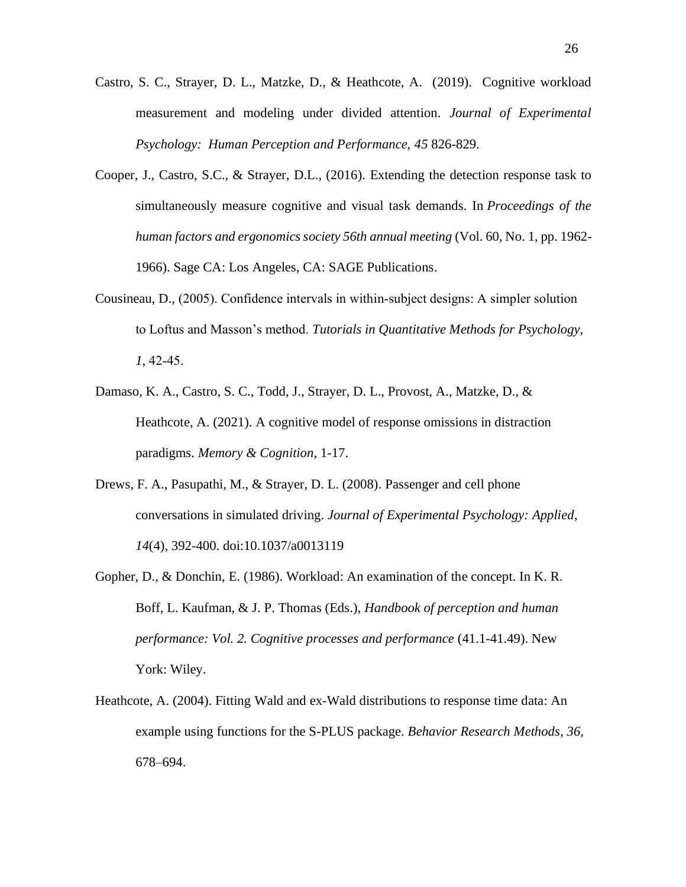Castro, S. C., Strayer, D. L., Matzke, D., & Heathcote, A. (2019). Cognitive workload measurement and modeling under divided attention. *Journal of Experimental Psychology: Human Perception and Performance, 45* 826-829.

Cooper, J., Castro, S.C., & Strayer, D.L., (2016). Extending the detection response task to simultaneously measure cognitive and visual task demands. In *Proceedings of the human factors and ergonomics society 56th annual meeting* (Vol. 60, No. 1, pp. 1962-1966). Sage CA: Los Angeles, CA: SAGE Publications.

Cousineau, D., (2005). Confidence intervals in within-subject designs: A simpler solution to Loftus and Masson's method. *Tutorials in Quantitative Methods for Psychology, 1,* 42-45.

Damaso, K. A., Castro, S. C., Todd, J., Strayer, D. L., Provost, A., Matzke, D., & Heathcote, A. (2021). A cognitive model of response omissions in distraction paradigms. *Memory & Cognition*, 1-17.

Drews, F. A., Pasupathi, M., & Strayer, D. L. (2008). Passenger and cell phone conversations in simulated driving. *Journal of Experimental Psychology: Applied*, *14*(4), 392-400. doi:10.1037/a0013119

Gopher, D., & Donchin, E. (1986). Workload: An examination of the concept. In K. R. Boff, L. Kaufman, & J. P. Thomas (Eds.), *Handbook of perception and human performance: Vol. 2. Cognitive processes and performance* (41.1-41.49). New York: Wiley.

Heathcote, A. (2004). Fitting Wald and ex-Wald distributions to response time data: An example using functions for the S-PLUS package. *Behavior Research Methods*, *36*, 678–694.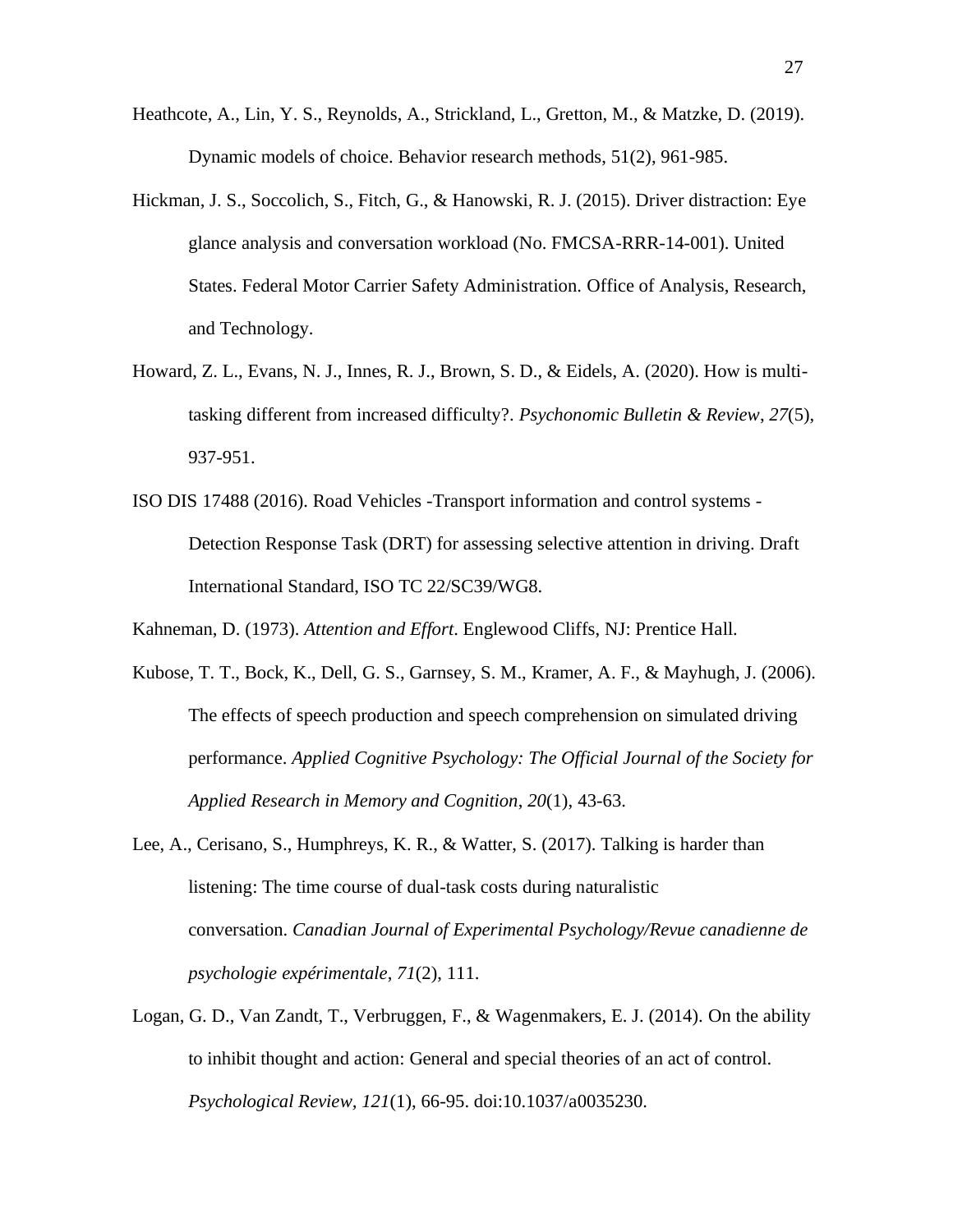Heathcote, A., Lin, Y. S., Reynolds, A., Strickland, L., Gretton, M., & Matzke, D. (2019). Dynamic models of choice. Behavior research methods, 51(2), 961-985.

Hickman, J. S., Soccolich, S., Fitch, G., & Hanowski, R. J. (2015). Driver distraction: Eye glance analysis and conversation workload (No. FMCSA-RRR-14-001). United States. Federal Motor Carrier Safety Administration. Office of Analysis, Research, and Technology.

Howard, Z. L., Evans, N. J., Innes, R. J., Brown, S. D., & Eidels, A. (2020). How is multi-tasking different from increased difficulty?. *Psychonomic Bulletin & Review*, *27*(5), 937-951.

ISO DIS 17488 (2016). Road Vehicles -Transport information and control systems - Detection Response Task (DRT) for assessing selective attention in driving. Draft International Standard, ISO TC 22/SC39/WG8.

Kahneman, D. (1973). *Attention and Effort*. Englewood Cliffs, NJ: Prentice Hall.

Kubose, T. T., Bock, K., Dell, G. S., Garnsey, S. M., Kramer, A. F., & Mayhugh, J. (2006). The effects of speech production and speech comprehension on simulated driving performance. *Applied Cognitive Psychology: The Official Journal of the Society for Applied Research in Memory and Cognition*, *20*(1), 43-63.

Lee, A., Cerisano, S., Humphreys, K. R., & Watter, S. (2017). Talking is harder than listening: The time course of dual-task costs during naturalistic conversation. *Canadian Journal of Experimental Psychology/Revue canadienne de psychologie expérimentale*, *71*(2), 111.

Logan, G. D., Van Zandt, T., Verbruggen, F., & Wagenmakers, E. J. (2014). On the ability to inhibit thought and action: General and special theories of an act of control. *Psychological Review, 121*(1), 66-95. doi:10.1037/a0035230.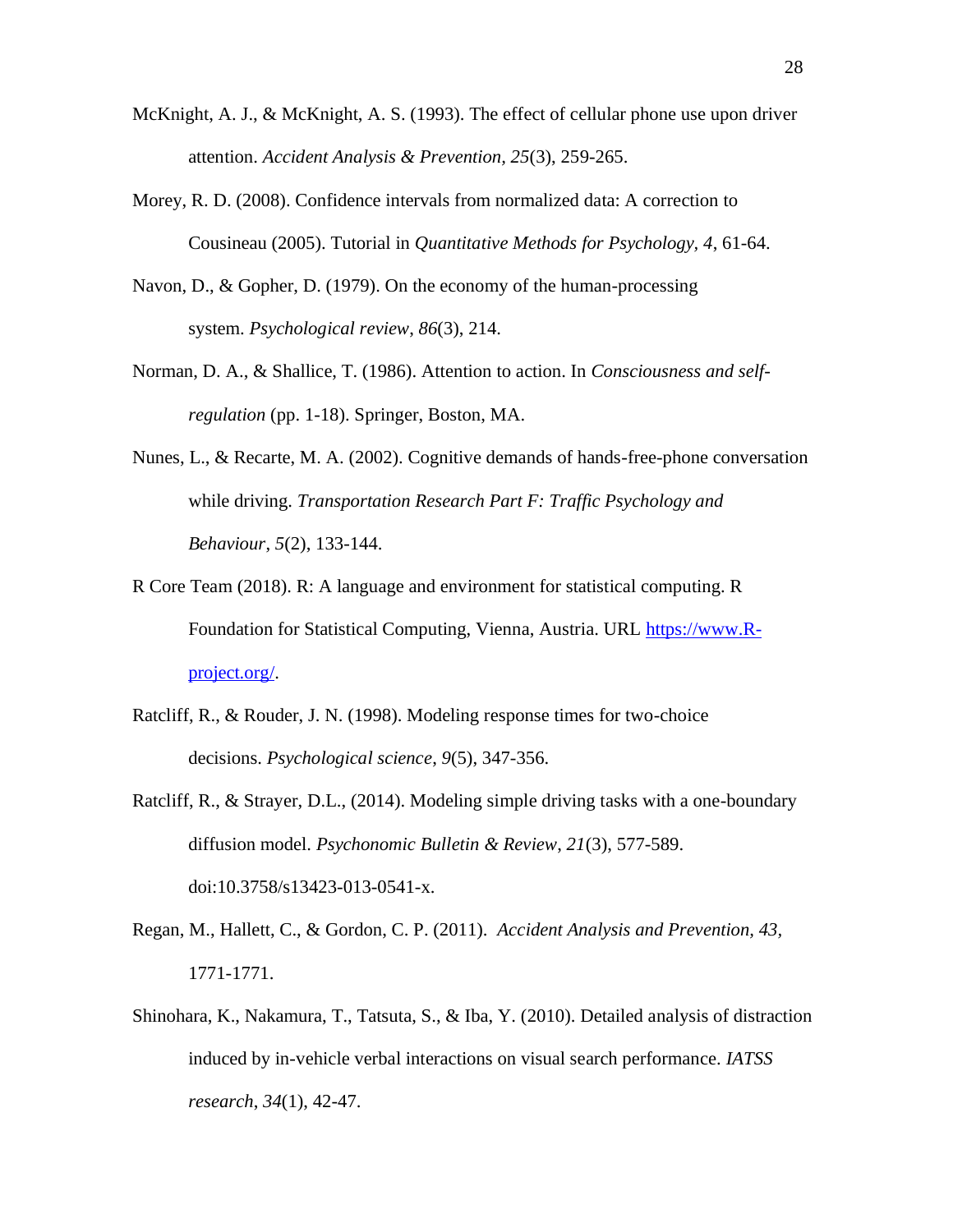McKnight, A. J., & McKnight, A. S. (1993). The effect of cellular phone use upon driver attention. *Accident Analysis & Prevention*, *25*(3), 259-265.

Morey, R. D. (2008). Confidence intervals from normalized data: A correction to Cousineau (2005). Tutorial in *Quantitative Methods for Psychology*, *4*, 61-64.

Navon, D., & Gopher, D. (1979). On the economy of the human-processing system. *Psychological review*, *86*(3), 214.

Norman, D. A., & Shallice, T. (1986). Attention to action. In *Consciousness and self-regulation* (pp. 1-18). Springer, Boston, MA.

Nunes, L., & Recarte, M. A. (2002). Cognitive demands of hands-free-phone conversation while driving. *Transportation Research Part F: Traffic Psychology and Behaviour*, *5*(2), 133-144.

R Core Team (2018). R: A language and environment for statistical computing. R Foundation for Statistical Computing, Vienna, Austria. URL [https://www.R-project.org/](https://www.R-project.org/).

Ratcliff, R., & Rouder, J. N. (1998). Modeling response times for two-choice decisions. *Psychological science*, *9*(5), 347-356.

Ratcliff, R., & Strayer, D.L., (2014). Modeling simple driving tasks with a one-boundary diffusion model. *Psychonomic Bulletin & Review*, *21*(3), 577-589. doi:10.3758/s13423-013-0541-x.

Regan, M., Hallett, C., & Gordon, C. P. (2011). *Accident Analysis and Prevention, 43*, 1771-1771.

Shinohara, K., Nakamura, T., Tatsuta, S., & Iba, Y. (2010). Detailed analysis of distraction induced by in-vehicle verbal interactions on visual search performance. *IATSS research*, *34*(1), 42-47.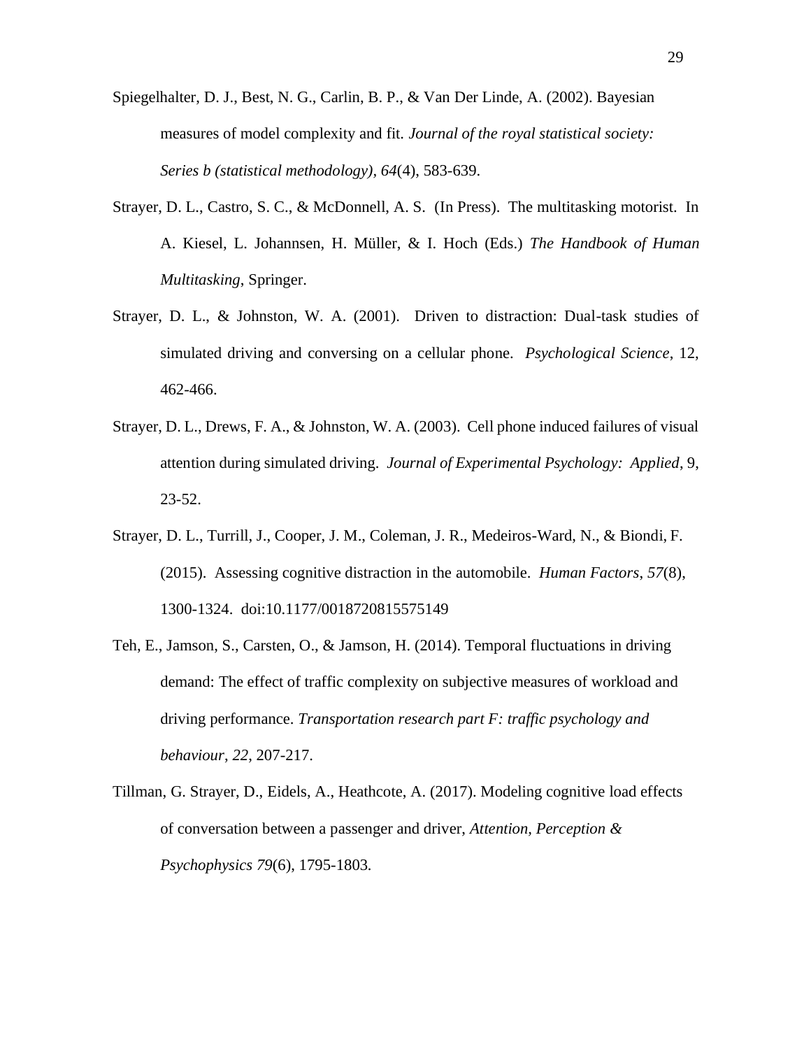Spiegelhalter, D. J., Best, N. G., Carlin, B. P., & Van Der Linde, A. (2002). Bayesian measures of model complexity and fit. *Journal of the royal statistical society: Series b (statistical methodology)*, *64*(4), 583-639.

Strayer, D. L., Castro, S. C., & McDonnell, A. S. (In Press). The multitasking motorist. In A. Kiesel, L. Johannsen, H. Müller, & I. Hoch (Eds.) *The Handbook of Human Multitasking*, Springer.

Strayer, D. L., & Johnston, W. A. (2001). Driven to distraction: Dual-task studies of simulated driving and conversing on a cellular phone. *Psychological Science*, 12, 462-466.

Strayer, D. L., Drews, F. A., & Johnston, W. A. (2003). Cell phone induced failures of visual attention during simulated driving. *Journal of Experimental Psychology: Applied*, 9, 23-52.

Strayer, D. L., Turrill, J., Cooper, J. M., Coleman, J. R., Medeiros-Ward, N., & Biondi, F. (2015). Assessing cognitive distraction in the automobile. *Human Factors*, *57*(8), 1300-1324. doi:10.1177/0018720815575149

Teh, E., Jamson, S., Carsten, O., & Jamson, H. (2014). Temporal fluctuations in driving demand: The effect of traffic complexity on subjective measures of workload and driving performance. *Transportation research part F: traffic psychology and behaviour*, *22*, 207-217.

Tillman, G. Strayer, D., Eidels, A., Heathcote, A. (2017). Modeling cognitive load effects of conversation between a passenger and driver, *Attention, Perception & Psychophysics 79*(6), 1795-1803.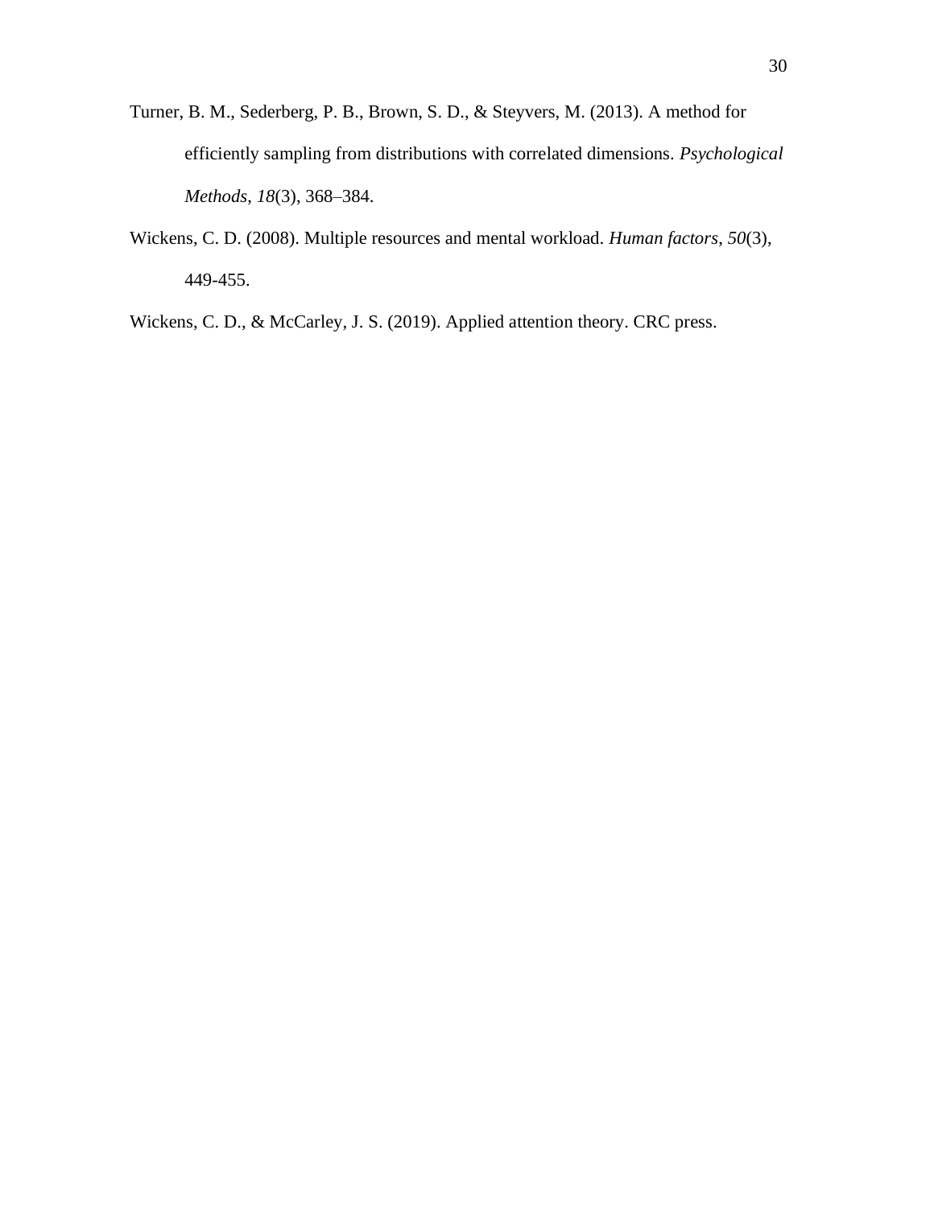Turner, B. M., Sederberg, P. B., Brown, S. D., & Steyvers, M. (2013). A method for efficiently sampling from distributions with correlated dimensions. *Psychological Methods*, *18*(3), 368–384.

Wickens, C. D. (2008). Multiple resources and mental workload. *Human factors*, *50*(3), 449-455.

Wickens, C. D., & McCarley, J. S. (2019). Applied attention theory. CRC press.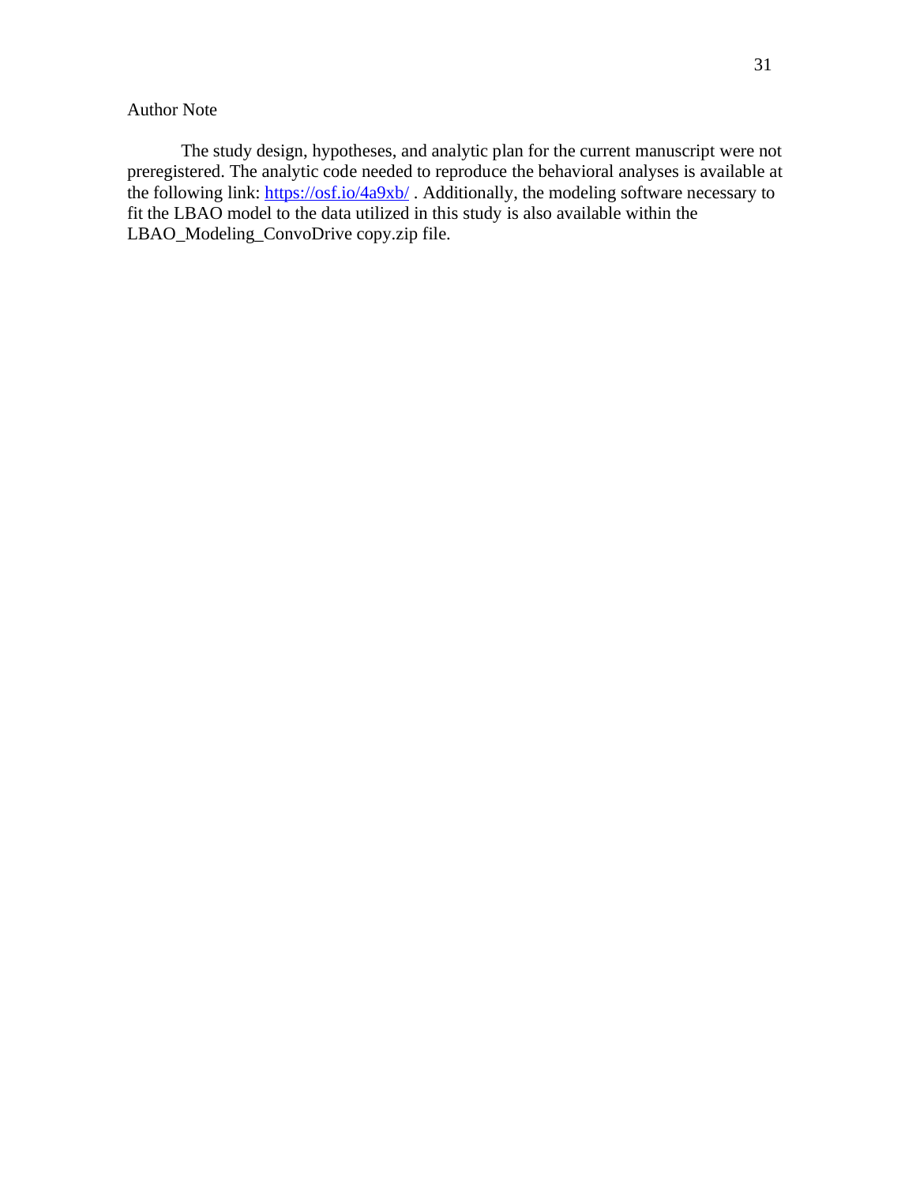## Author Note

The study design, hypotheses, and analytic plan for the current manuscript were not preregistered. The analytic code needed to reproduce the behavioral analyses is available at the following link: https://osf.io/4a9xb/ . Additionally, the modeling software necessary to fit the LBAO model to the data utilized in this study is also available within the LBAO_Modeling_ConvoDrive copy.zip file.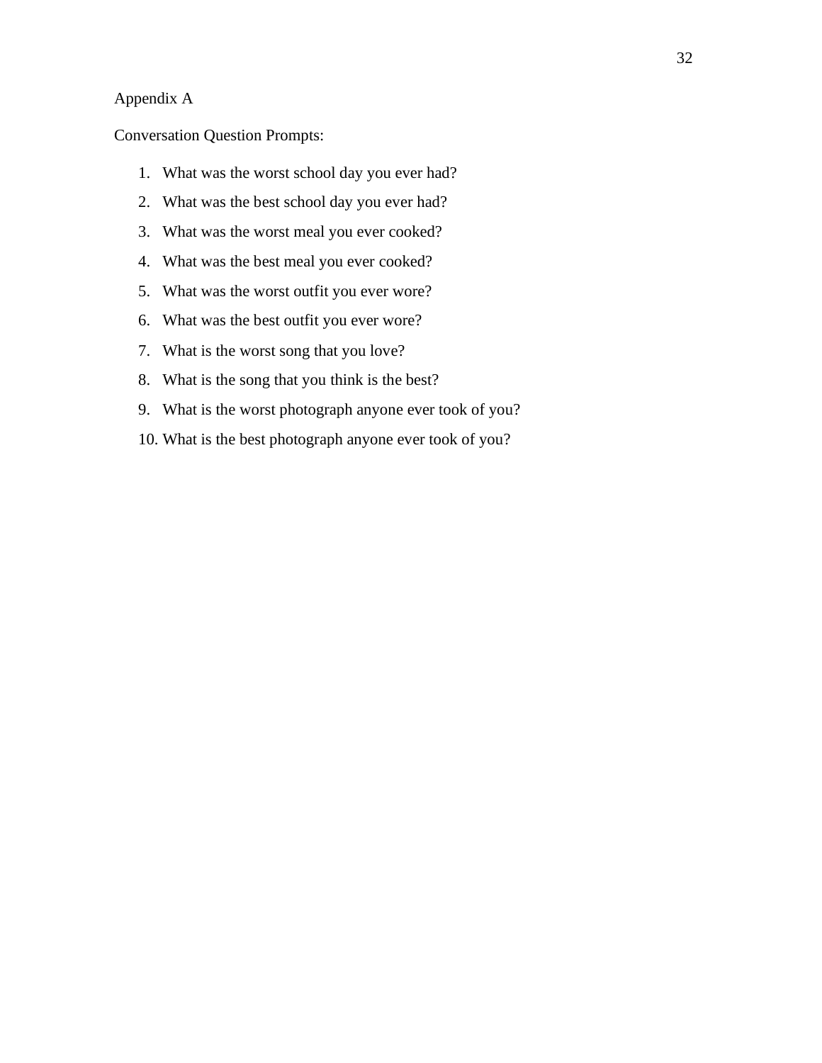Appendix A

Conversation Question Prompts:

1. What was the worst school day you ever had?
2. What was the best school day you ever had?
3. What was the worst meal you ever cooked?
4. What was the best meal you ever cooked?
5. What was the worst outfit you ever wore?
6. What was the best outfit you ever wore?
7. What is the worst song that you love?
8. What is the song that you think is the best?
9. What is the worst photograph anyone ever took of you?
10. What is the best photograph anyone ever took of you?